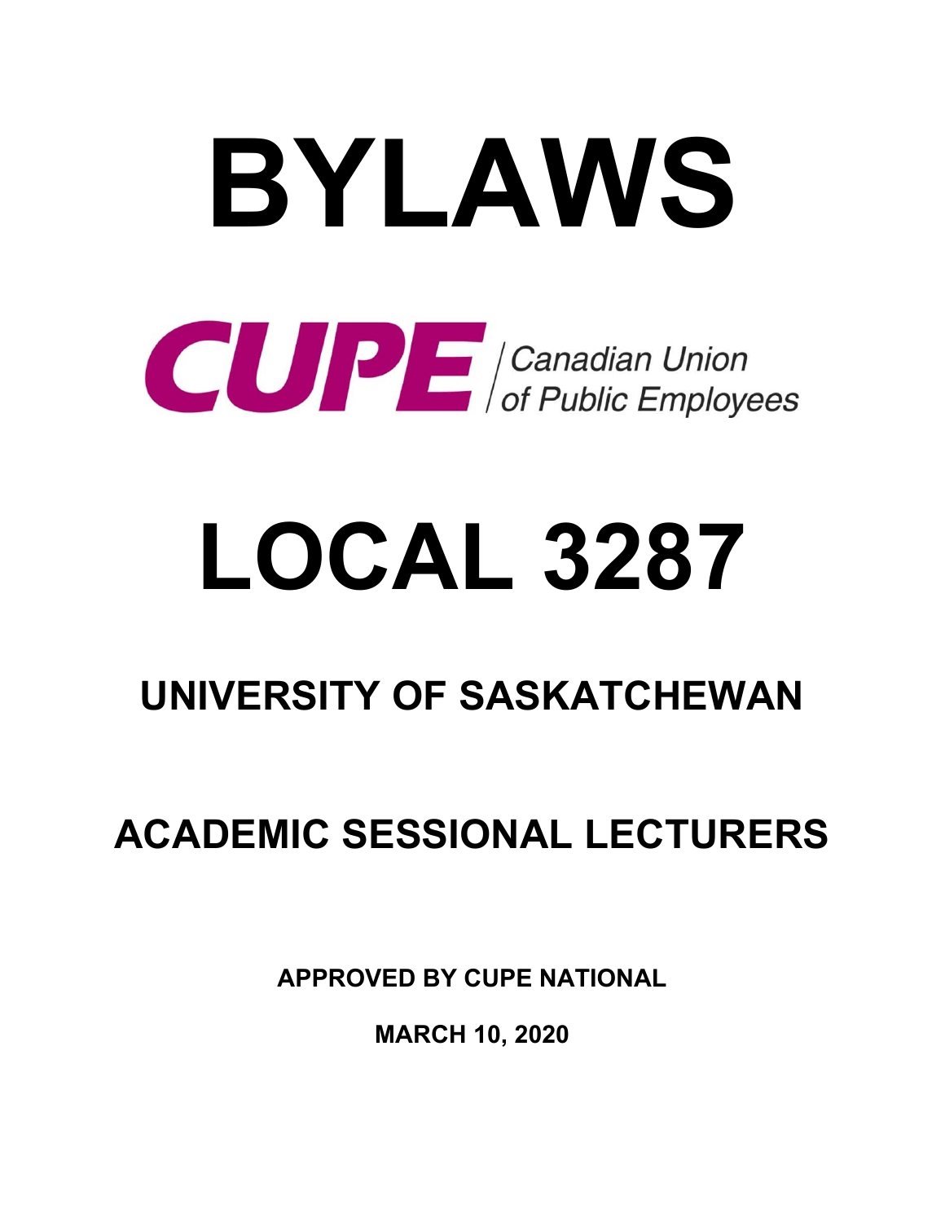# BYLAWS

**CUPE** Canadian Union of Public Employees

# LOCAL 3287

## UNIVERSITY OF SASKATCHEWAN

## ACADEMIC SESSIONAL LECTURERS

**APPROVED BY CUPE NATIONAL**

**MARCH 10, 2020**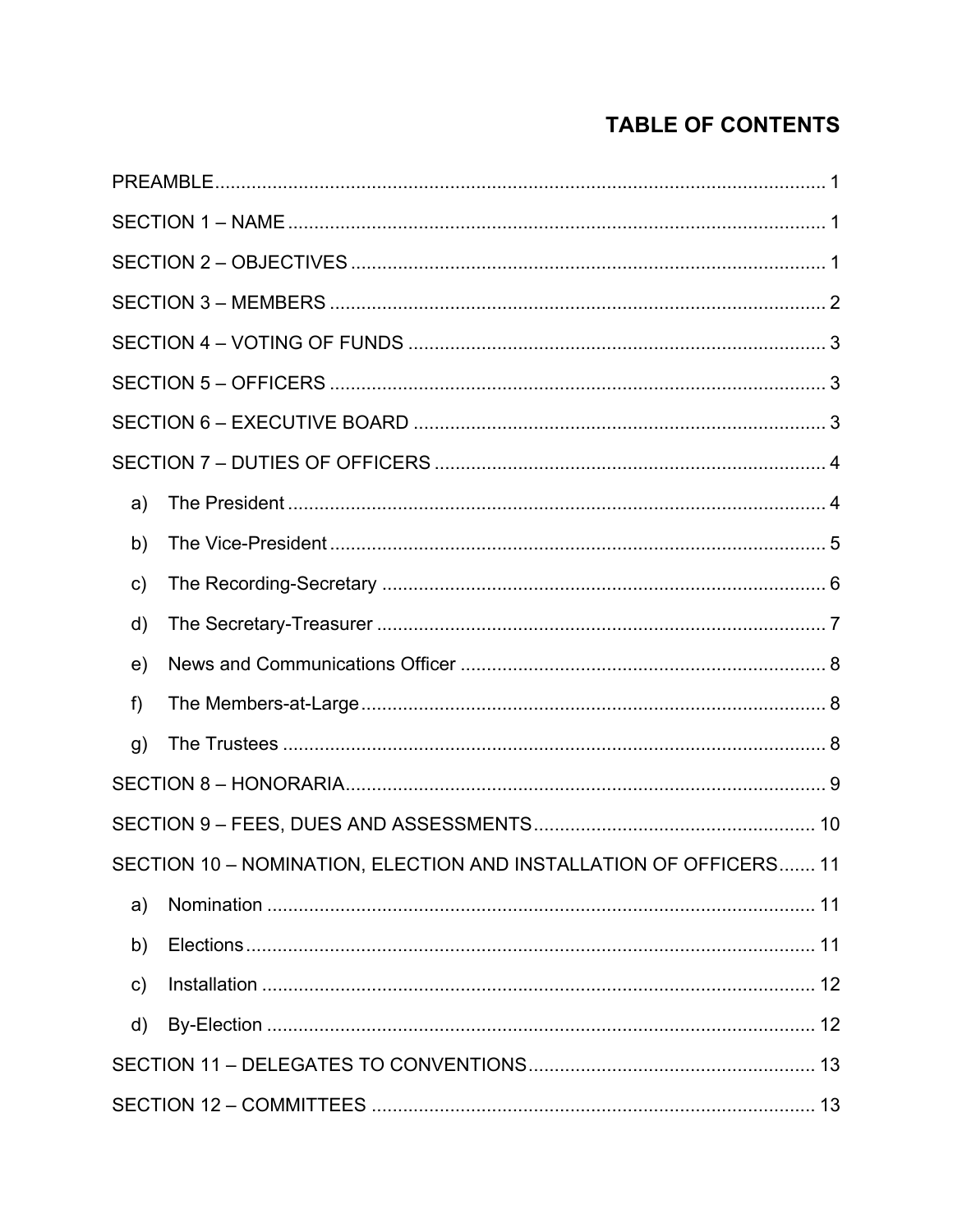# TABLE OF CONTENTS

PREAMBLE ........................................................ 1

SECTION 1 – NAME ........................................................ 1

SECTION 2 – OBJECTIVES ........................................................ 1

SECTION 3 – MEMBERS ........................................................ 2

SECTION 4 – VOTING OF FUNDS ........................................................ 3

SECTION 5 – OFFICERS ........................................................ 3

SECTION 6 – EXECUTIVE BOARD ........................................................ 3

SECTION 7 – DUTIES OF OFFICERS ........................................................ 4

a) The President ........................................................ 4

b) The Vice-President ........................................................ 5

c) The Recording-Secretary ........................................................ 6

d) The Secretary-Treasurer ........................................................ 7

e) News and Communications Officer ........................................................ 8

f) The Members-at-Large ........................................................ 8

g) The Trustees ........................................................ 8

SECTION 8 – HONORARIA ........................................................ 9

SECTION 9 – FEES, DUES AND ASSESSMENTS ........................................................ 10

SECTION 10 – NOMINATION, ELECTION AND INSTALLATION OF OFFICERS ....... 11

a) Nomination ........................................................ 11

b) Elections ........................................................ 11

c) Installation ........................................................ 12

d) By-Election ........................................................ 12

SECTION 11 – DELEGATES TO CONVENTIONS ........................................................ 13

SECTION 12 – COMMITTEES ........................................................ 13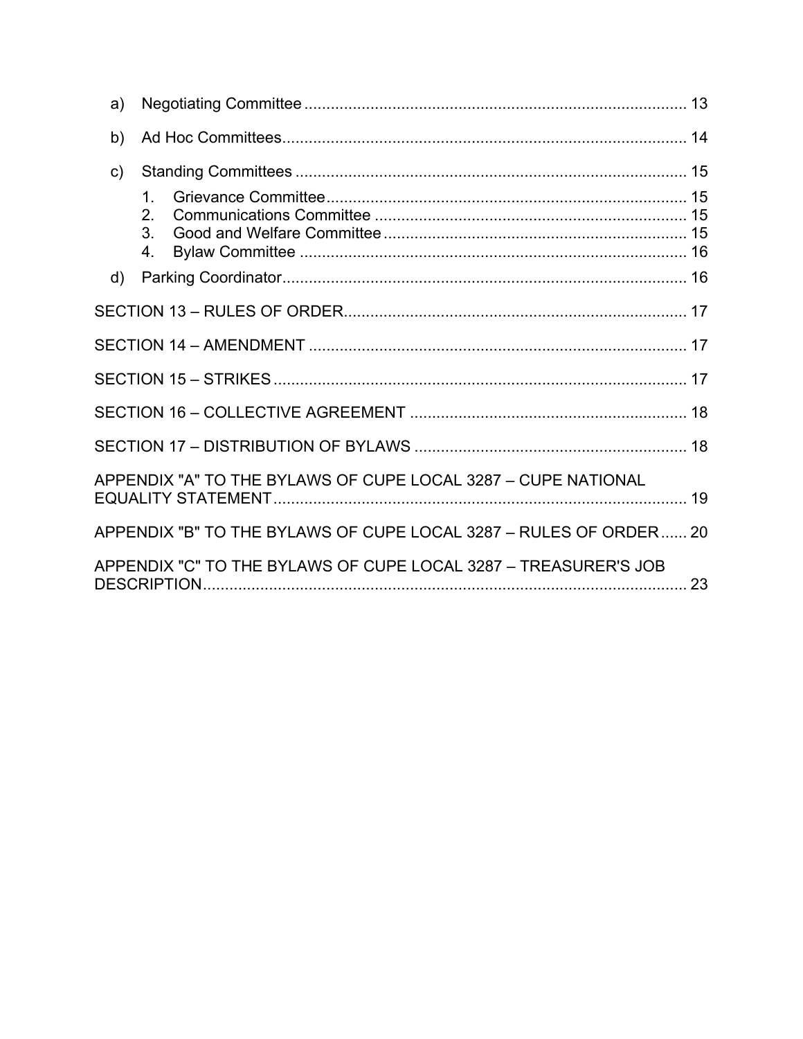a) Negotiating Committee ...................................................................................... 13

b) Ad Hoc Committees........................................................................................... 14

c) Standing Committees ........................................................................................ 15

1. Grievance Committee................................................................................. 15
2. Communications Committee ...................................................................... 15
3. Good and Welfare Committee .................................................................... 15
4. Bylaw Committee ....................................................................................... 16

d) Parking Coordinator........................................................................................... 16

SECTION 13 – RULES OF ORDER............................................................................ 17

SECTION 14 – AMENDMENT ..................................................................................... 17

SECTION 15 – STRIKES ............................................................................................ 17

SECTION 16 – COLLECTIVE AGREEMENT .............................................................. 18

SECTION 17 – DISTRIBUTION OF BYLAWS ............................................................. 18

APPENDIX "A" TO THE BYLAWS OF CUPE LOCAL 3287 – CUPE NATIONAL EQUALITY STATEMENT............................................................................................. 19

APPENDIX "B" TO THE BYLAWS OF CUPE LOCAL 3287 – RULES OF ORDER...... 20

APPENDIX "C" TO THE BYLAWS OF CUPE LOCAL 3287 – TREASURER'S JOB DESCRIPTION............................................................................................................. 23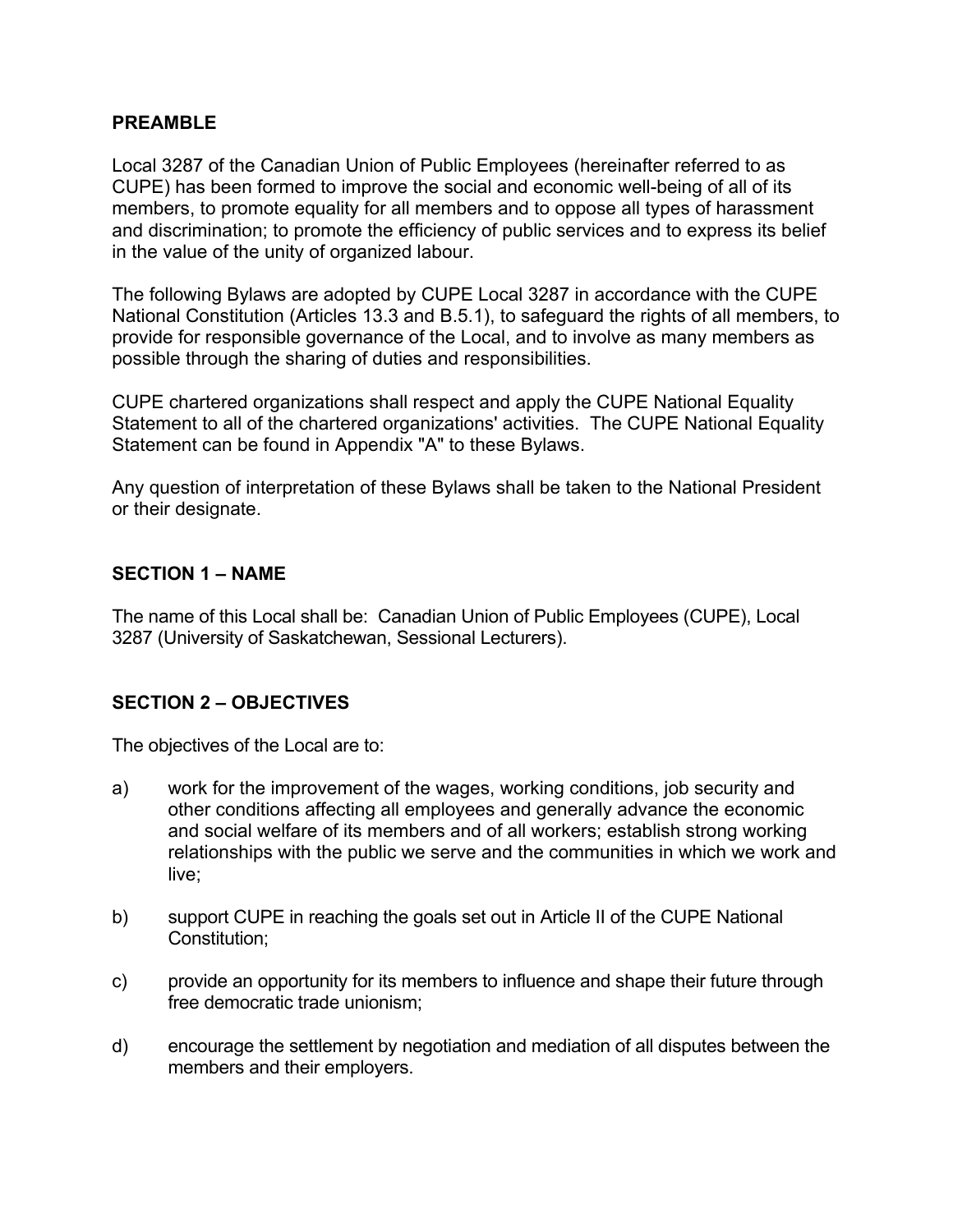## PREAMBLE

Local 3287 of the Canadian Union of Public Employees (hereinafter referred to as CUPE) has been formed to improve the social and economic well-being of all of its members, to promote equality for all members and to oppose all types of harassment and discrimination; to promote the efficiency of public services and to express its belief in the value of the unity of organized labour.

The following Bylaws are adopted by CUPE Local 3287 in accordance with the CUPE National Constitution (Articles 13.3 and B.5.1), to safeguard the rights of all members, to provide for responsible governance of the Local, and to involve as many members as possible through the sharing of duties and responsibilities.

CUPE chartered organizations shall respect and apply the CUPE National Equality Statement to all of the chartered organizations' activities. The CUPE National Equality Statement can be found in Appendix "A" to these Bylaws.

Any question of interpretation of these Bylaws shall be taken to the National President or their designate.

## SECTION 1 – NAME

The name of this Local shall be: Canadian Union of Public Employees (CUPE), Local 3287 (University of Saskatchewan, Sessional Lecturers).

## SECTION 2 – OBJECTIVES

The objectives of the Local are to:

a) work for the improvement of the wages, working conditions, job security and other conditions affecting all employees and generally advance the economic and social welfare of its members and of all workers; establish strong working relationships with the public we serve and the communities in which we work and live;

b) support CUPE in reaching the goals set out in Article II of the CUPE National Constitution;

c) provide an opportunity for its members to influence and shape their future through free democratic trade unionism;

d) encourage the settlement by negotiation and mediation of all disputes between the members and their employers.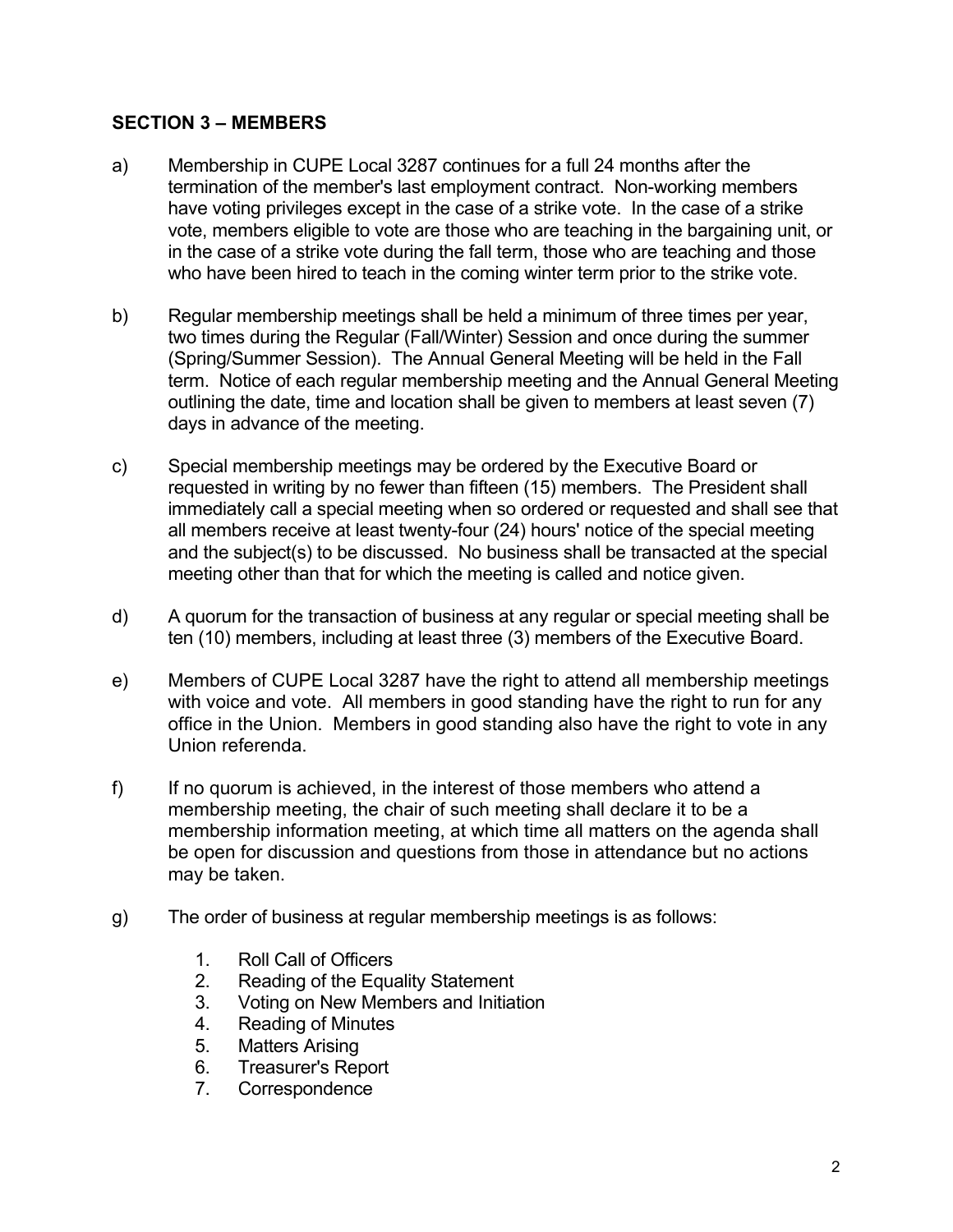## SECTION 3 – MEMBERS

a) Membership in CUPE Local 3287 continues for a full 24 months after the termination of the member's last employment contract. Non-working members have voting privileges except in the case of a strike vote. In the case of a strike vote, members eligible to vote are those who are teaching in the bargaining unit, or in the case of a strike vote during the fall term, those who are teaching and those who have been hired to teach in the coming winter term prior to the strike vote.

b) Regular membership meetings shall be held a minimum of three times per year, two times during the Regular (Fall/Winter) Session and once during the summer (Spring/Summer Session). The Annual General Meeting will be held in the Fall term. Notice of each regular membership meeting and the Annual General Meeting outlining the date, time and location shall be given to members at least seven (7) days in advance of the meeting.

c) Special membership meetings may be ordered by the Executive Board or requested in writing by no fewer than fifteen (15) members. The President shall immediately call a special meeting when so ordered or requested and shall see that all members receive at least twenty-four (24) hours' notice of the special meeting and the subject(s) to be discussed. No business shall be transacted at the special meeting other than that for which the meeting is called and notice given.

d) A quorum for the transaction of business at any regular or special meeting shall be ten (10) members, including at least three (3) members of the Executive Board.

e) Members of CUPE Local 3287 have the right to attend all membership meetings with voice and vote. All members in good standing have the right to run for any office in the Union. Members in good standing also have the right to vote in any Union referenda.

f) If no quorum is achieved, in the interest of those members who attend a membership meeting, the chair of such meeting shall declare it to be a membership information meeting, at which time all matters on the agenda shall be open for discussion and questions from those in attendance but no actions may be taken.

g) The order of business at regular membership meetings is as follows:

1. Roll Call of Officers
2. Reading of the Equality Statement
3. Voting on New Members and Initiation
4. Reading of Minutes
5. Matters Arising
6. Treasurer's Report
7. Correspondence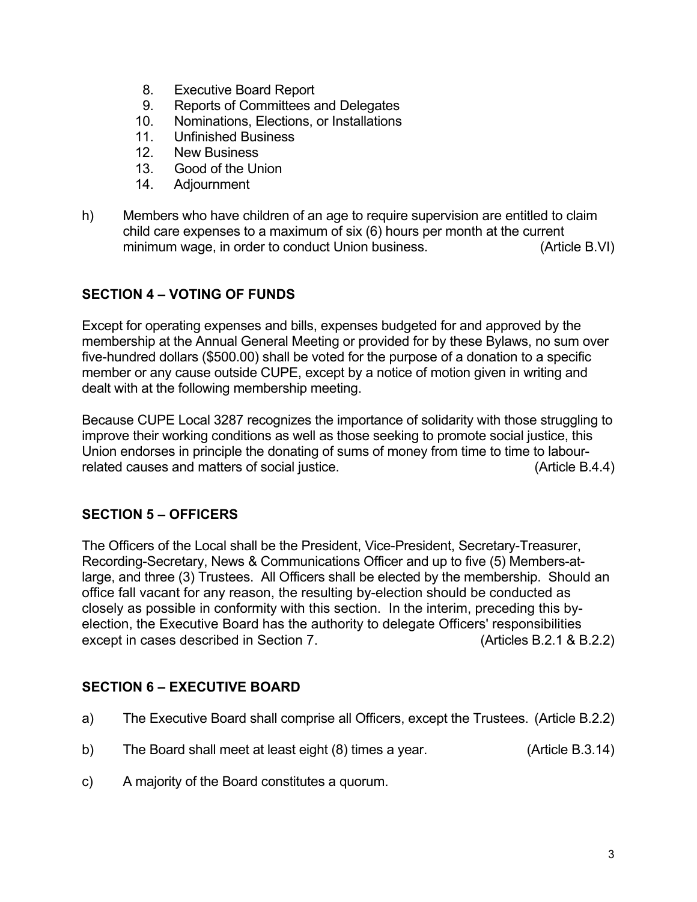8. Executive Board Report
9. Reports of Committees and Delegates
10. Nominations, Elections, or Installations
11. Unfinished Business
12. New Business
13. Good of the Union
14. Adjournment

h) Members who have children of an age to require supervision are entitled to claim child care expenses to a maximum of six (6) hours per month at the current minimum wage, in order to conduct Union business. (Article B.VI)

## SECTION 4 – VOTING OF FUNDS

Except for operating expenses and bills, expenses budgeted for and approved by the membership at the Annual General Meeting or provided for by these Bylaws, no sum over five-hundred dollars ($500.00) shall be voted for the purpose of a donation to a specific member or any cause outside CUPE, except by a notice of motion given in writing and dealt with at the following membership meeting.

Because CUPE Local 3287 recognizes the importance of solidarity with those struggling to improve their working conditions as well as those seeking to promote social justice, this Union endorses in principle the donating of sums of money from time to time to labour-related causes and matters of social justice. (Article B.4.4)

## SECTION 5 – OFFICERS

The Officers of the Local shall be the President, Vice-President, Secretary-Treasurer, Recording-Secretary, News & Communications Officer and up to five (5) Members-at-large, and three (3) Trustees. All Officers shall be elected by the membership. Should an office fall vacant for any reason, the resulting by-election should be conducted as closely as possible in conformity with this section. In the interim, preceding this by-election, the Executive Board has the authority to delegate Officers' responsibilities except in cases described in Section 7. (Articles B.2.1 & B.2.2)

## SECTION 6 – EXECUTIVE BOARD

a) The Executive Board shall comprise all Officers, except the Trustees. (Article B.2.2)

b) The Board shall meet at least eight (8) times a year. (Article B.3.14)

c) A majority of the Board constitutes a quorum.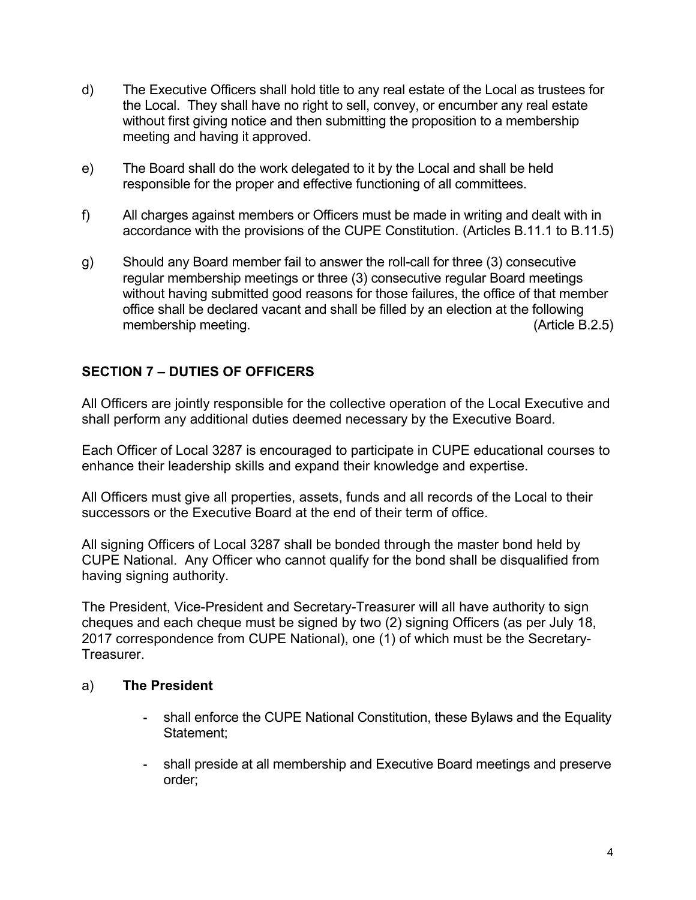d) The Executive Officers shall hold title to any real estate of the Local as trustees for the Local. They shall have no right to sell, convey, or encumber any real estate without first giving notice and then submitting the proposition to a membership meeting and having it approved.

e) The Board shall do the work delegated to it by the Local and shall be held responsible for the proper and effective functioning of all committees.

f) All charges against members or Officers must be made in writing and dealt with in accordance with the provisions of the CUPE Constitution. (Articles B.11.1 to B.11.5)

g) Should any Board member fail to answer the roll-call for three (3) consecutive regular membership meetings or three (3) consecutive regular Board meetings without having submitted good reasons for those failures, the office of that member office shall be declared vacant and shall be filled by an election at the following membership meeting. (Article B.2.5)

## SECTION 7 – DUTIES OF OFFICERS

All Officers are jointly responsible for the collective operation of the Local Executive and shall perform any additional duties deemed necessary by the Executive Board.

Each Officer of Local 3287 is encouraged to participate in CUPE educational courses to enhance their leadership skills and expand their knowledge and expertise.

All Officers must give all properties, assets, funds and all records of the Local to their successors or the Executive Board at the end of their term of office.

All signing Officers of Local 3287 shall be bonded through the master bond held by CUPE National. Any Officer who cannot qualify for the bond shall be disqualified from having signing authority.

The President, Vice-President and Secretary-Treasurer will all have authority to sign cheques and each cheque must be signed by two (2) signing Officers (as per July 18, 2017 correspondence from CUPE National), one (1) of which must be the Secretary-Treasurer.

a) **The President**

- shall enforce the CUPE National Constitution, these Bylaws and the Equality Statement;
- shall preside at all membership and Executive Board meetings and preserve order;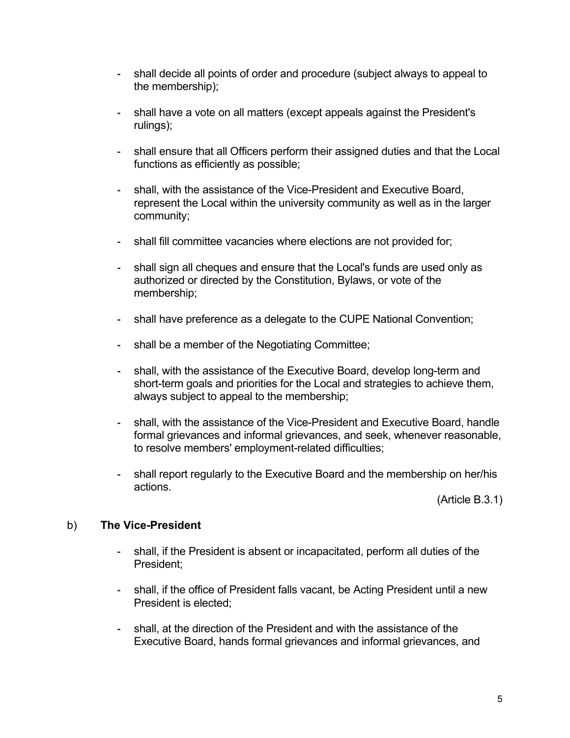- shall decide all points of order and procedure (subject always to appeal to the membership);

- shall have a vote on all matters (except appeals against the President's rulings);

- shall ensure that all Officers perform their assigned duties and that the Local functions as efficiently as possible;

- shall, with the assistance of the Vice-President and Executive Board, represent the Local within the university community as well as in the larger community;

- shall fill committee vacancies where elections are not provided for;

- shall sign all cheques and ensure that the Local's funds are used only as authorized or directed by the Constitution, Bylaws, or vote of the membership;

- shall have preference as a delegate to the CUPE National Convention;

- shall be a member of the Negotiating Committee;

- shall, with the assistance of the Executive Board, develop long-term and short-term goals and priorities for the Local and strategies to achieve them, always subject to appeal to the membership;

- shall, with the assistance of the Vice-President and Executive Board, handle formal grievances and informal grievances, and seek, whenever reasonable, to resolve members' employment-related difficulties;

- shall report regularly to the Executive Board and the membership on her/his actions.

(Article B.3.1)

b) **The Vice-President**

- shall, if the President is absent or incapacitated, perform all duties of the President;

- shall, if the office of President falls vacant, be Acting President until a new President is elected;

- shall, at the direction of the President and with the assistance of the Executive Board, hands formal grievances and informal grievances, and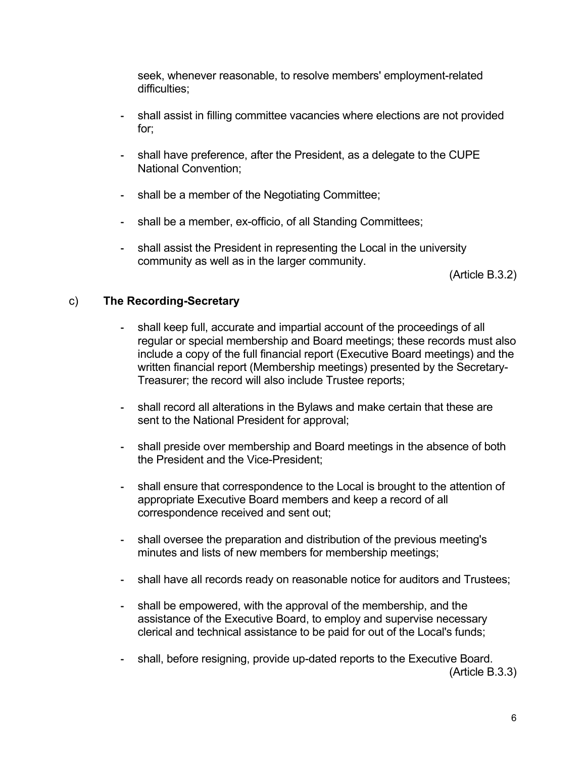seek, whenever reasonable, to resolve members' employment-related difficulties;

- shall assist in filling committee vacancies where elections are not provided for;
- shall have preference, after the President, as a delegate to the CUPE National Convention;
- shall be a member of the Negotiating Committee;
- shall be a member, ex-officio, of all Standing Committees;
- shall assist the President in representing the Local in the university community as well as in the larger community.

(Article B.3.2)

c) **The Recording-Secretary**

- shall keep full, accurate and impartial account of the proceedings of all regular or special membership and Board meetings; these records must also include a copy of the full financial report (Executive Board meetings) and the written financial report (Membership meetings) presented by the Secretary-Treasurer; the record will also include Trustee reports;
- shall record all alterations in the Bylaws and make certain that these are sent to the National President for approval;
- shall preside over membership and Board meetings in the absence of both the President and the Vice-President;
- shall ensure that correspondence to the Local is brought to the attention of appropriate Executive Board members and keep a record of all correspondence received and sent out;
- shall oversee the preparation and distribution of the previous meeting's minutes and lists of new members for membership meetings;
- shall have all records ready on reasonable notice for auditors and Trustees;
- shall be empowered, with the approval of the membership, and the assistance of the Executive Board, to employ and supervise necessary clerical and technical assistance to be paid for out of the Local's funds;
- shall, before resigning, provide up-dated reports to the Executive Board.

(Article B.3.3)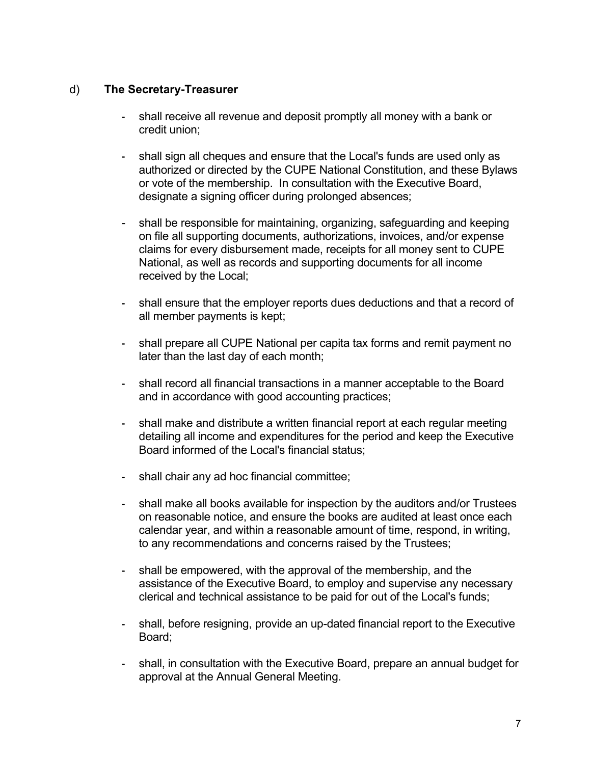d) **The Secretary-Treasurer**

- shall receive all revenue and deposit promptly all money with a bank or credit union;
- shall sign all cheques and ensure that the Local's funds are used only as authorized or directed by the CUPE National Constitution, and these Bylaws or vote of the membership. In consultation with the Executive Board, designate a signing officer during prolonged absences;
- shall be responsible for maintaining, organizing, safeguarding and keeping on file all supporting documents, authorizations, invoices, and/or expense claims for every disbursement made, receipts for all money sent to CUPE National, as well as records and supporting documents for all income received by the Local;
- shall ensure that the employer reports dues deductions and that a record of all member payments is kept;
- shall prepare all CUPE National per capita tax forms and remit payment no later than the last day of each month;
- shall record all financial transactions in a manner acceptable to the Board and in accordance with good accounting practices;
- shall make and distribute a written financial report at each regular meeting detailing all income and expenditures for the period and keep the Executive Board informed of the Local's financial status;
- shall chair any ad hoc financial committee;
- shall make all books available for inspection by the auditors and/or Trustees on reasonable notice, and ensure the books are audited at least once each calendar year, and within a reasonable amount of time, respond, in writing, to any recommendations and concerns raised by the Trustees;
- shall be empowered, with the approval of the membership, and the assistance of the Executive Board, to employ and supervise any necessary clerical and technical assistance to be paid for out of the Local's funds;
- shall, before resigning, provide an up-dated financial report to the Executive Board;
- shall, in consultation with the Executive Board, prepare an annual budget for approval at the Annual General Meeting.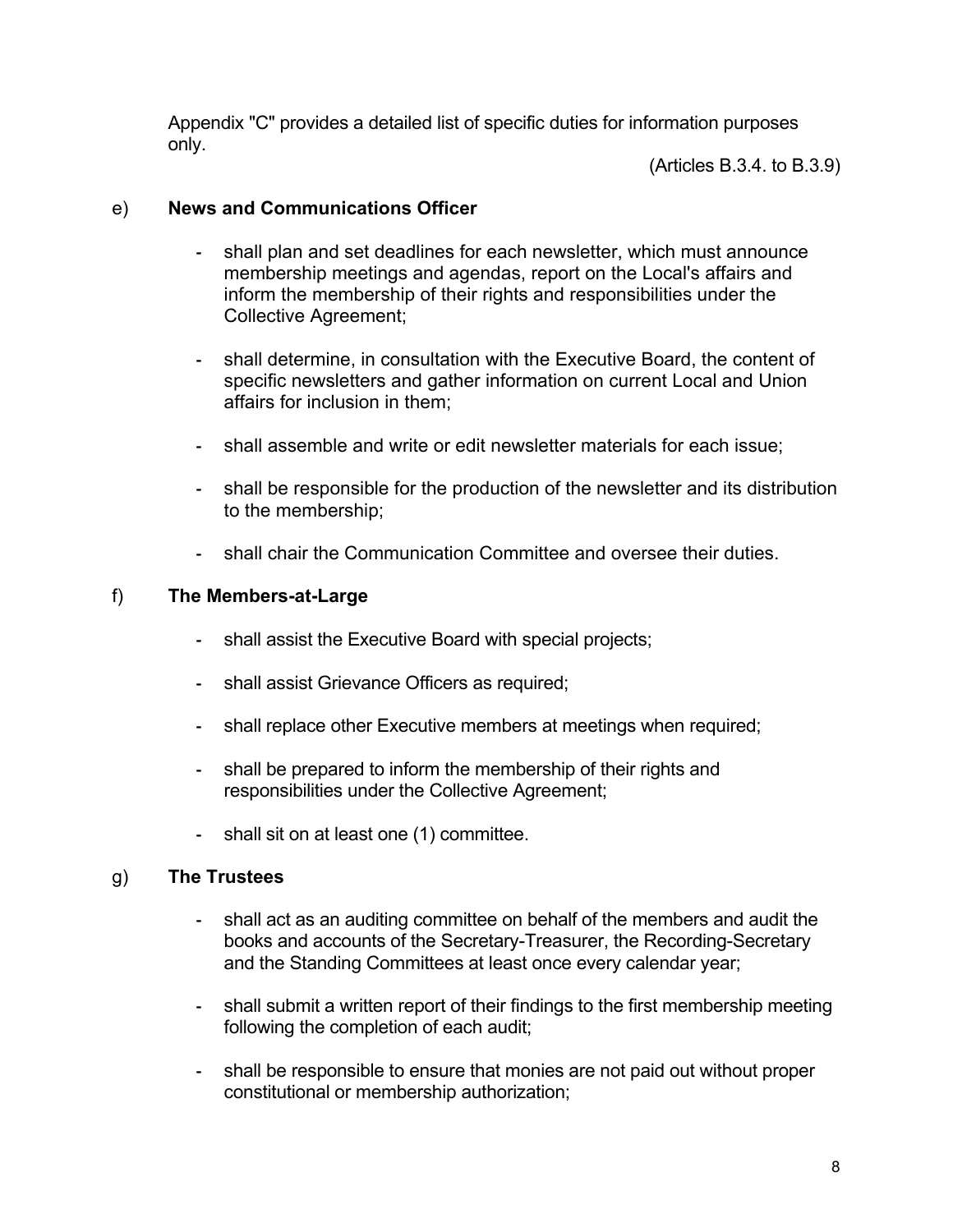Appendix "C" provides a detailed list of specific duties for information purposes only.

(Articles B.3.4. to B.3.9)

e) **News and Communications Officer**

- shall plan and set deadlines for each newsletter, which must announce membership meetings and agendas, report on the Local's affairs and inform the membership of their rights and responsibilities under the Collective Agreement;
- shall determine, in consultation with the Executive Board, the content of specific newsletters and gather information on current Local and Union affairs for inclusion in them;
- shall assemble and write or edit newsletter materials for each issue;
- shall be responsible for the production of the newsletter and its distribution to the membership;
- shall chair the Communication Committee and oversee their duties.

f) **The Members-at-Large**

- shall assist the Executive Board with special projects;
- shall assist Grievance Officers as required;
- shall replace other Executive members at meetings when required;
- shall be prepared to inform the membership of their rights and responsibilities under the Collective Agreement;
- shall sit on at least one (1) committee.

g) **The Trustees**

- shall act as an auditing committee on behalf of the members and audit the books and accounts of the Secretary-Treasurer, the Recording-Secretary and the Standing Committees at least once every calendar year;
- shall submit a written report of their findings to the first membership meeting following the completion of each audit;
- shall be responsible to ensure that monies are not paid out without proper constitutional or membership authorization;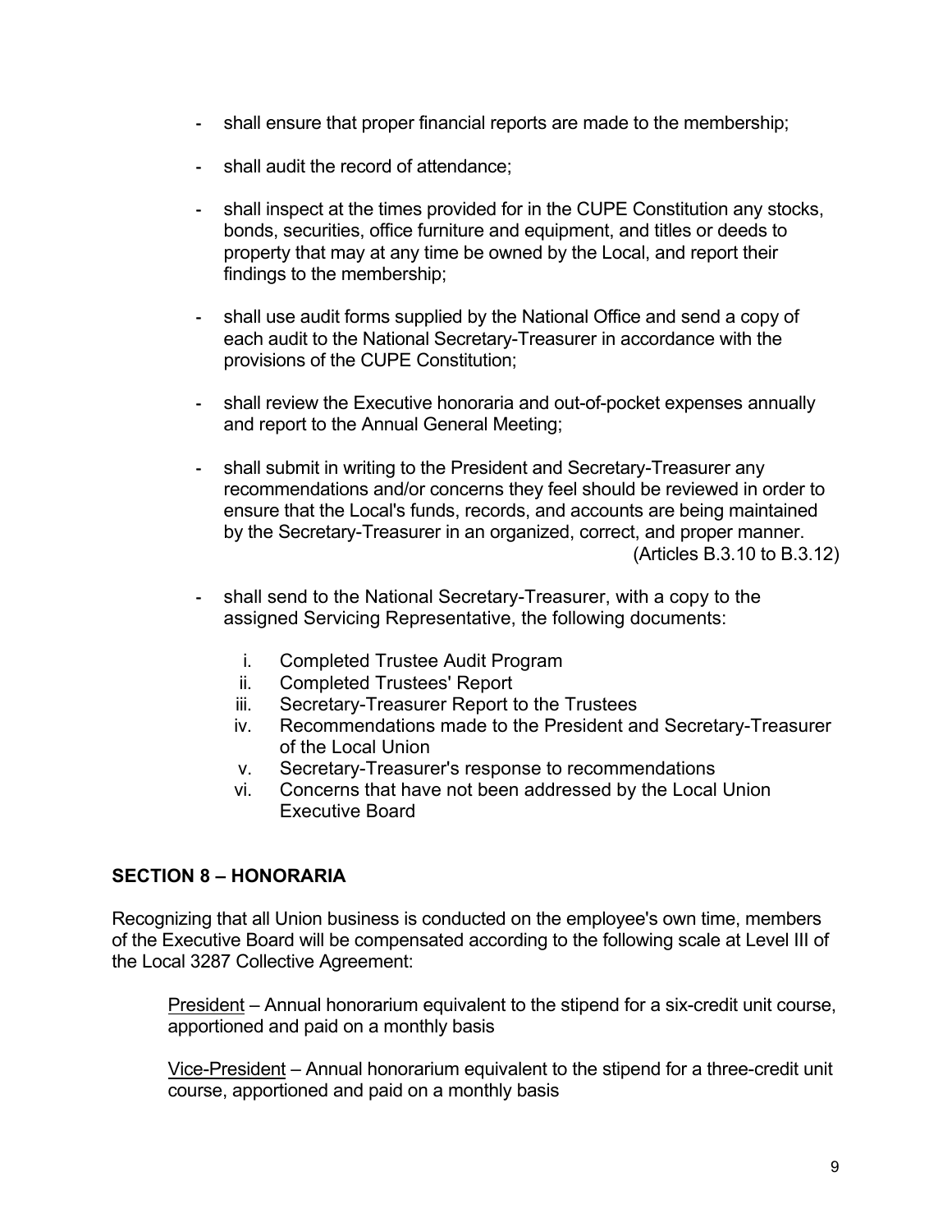- shall ensure that proper financial reports are made to the membership;
- shall audit the record of attendance;
- shall inspect at the times provided for in the CUPE Constitution any stocks, bonds, securities, office furniture and equipment, and titles or deeds to property that may at any time be owned by the Local, and report their findings to the membership;
- shall use audit forms supplied by the National Office and send a copy of each audit to the National Secretary-Treasurer in accordance with the provisions of the CUPE Constitution;
- shall review the Executive honoraria and out-of-pocket expenses annually and report to the Annual General Meeting;
- shall submit in writing to the President and Secretary-Treasurer any recommendations and/or concerns they feel should be reviewed in order to ensure that the Local's funds, records, and accounts are being maintained by the Secretary-Treasurer in an organized, correct, and proper manner. (Articles B.3.10 to B.3.12)
- shall send to the National Secretary-Treasurer, with a copy to the assigned Servicing Representative, the following documents:
  i. Completed Trustee Audit Program
  ii. Completed Trustees' Report
  iii. Secretary-Treasurer Report to the Trustees
  iv. Recommendations made to the President and Secretary-Treasurer of the Local Union
  v. Secretary-Treasurer's response to recommendations
  vi. Concerns that have not been addressed by the Local Union Executive Board

## SECTION 8 – HONORARIA

Recognizing that all Union business is conducted on the employee's own time, members of the Executive Board will be compensated according to the following scale at Level III of the Local 3287 Collective Agreement:

President – Annual honorarium equivalent to the stipend for a six-credit unit course, apportioned and paid on a monthly basis

Vice-President – Annual honorarium equivalent to the stipend for a three-credit unit course, apportioned and paid on a monthly basis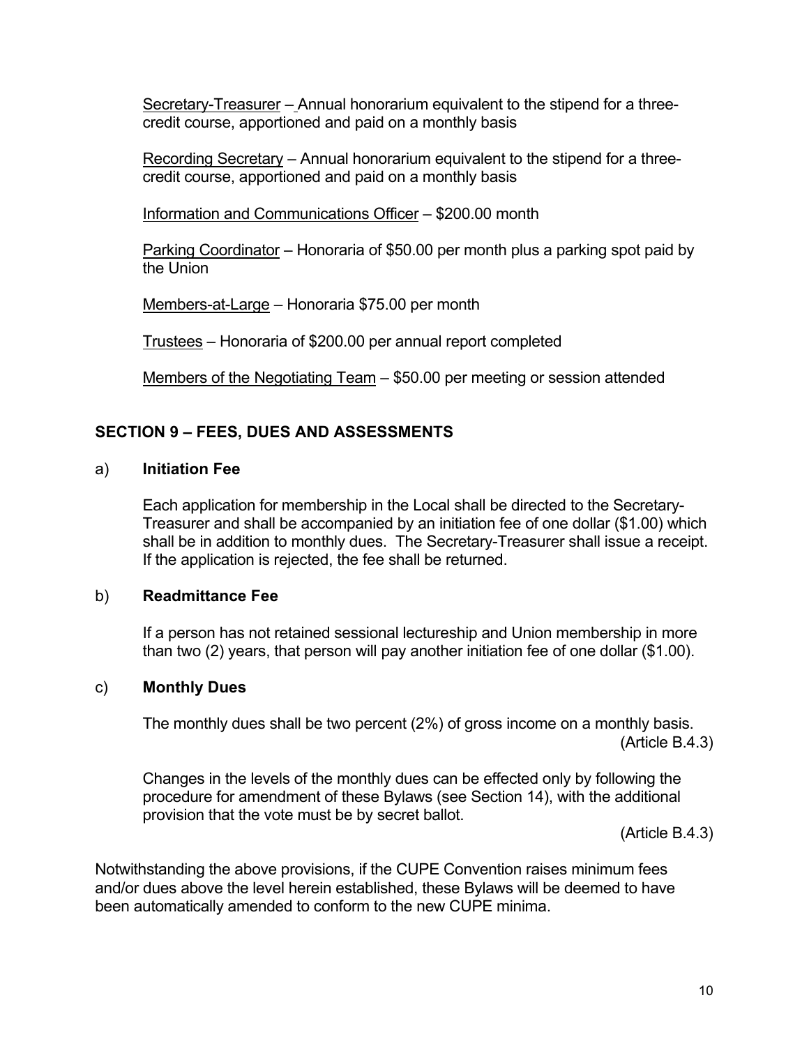<u>Secretary-Treasurer</u> – Annual honorarium equivalent to the stipend for a three-credit course, apportioned and paid on a monthly basis

<u>Recording Secretary</u> – Annual honorarium equivalent to the stipend for a three-credit course, apportioned and paid on a monthly basis

<u>Information and Communications Officer</u> – $200.00 month

<u>Parking Coordinator</u> – Honoraria of $50.00 per month plus a parking spot paid by the Union

<u>Members-at-Large</u> – Honoraria $75.00 per month

<u>Trustees</u> – Honoraria of $200.00 per annual report completed

<u>Members of the Negotiating Team</u> – $50.00 per meeting or session attended

## SECTION 9 – FEES, DUES AND ASSESSMENTS

a) **Initiation Fee**

Each application for membership in the Local shall be directed to the Secretary-Treasurer and shall be accompanied by an initiation fee of one dollar ($1.00) which shall be in addition to monthly dues. The Secretary-Treasurer shall issue a receipt. If the application is rejected, the fee shall be returned.

b) **Readmittance Fee**

If a person has not retained sessional lectureship and Union membership in more than two (2) years, that person will pay another initiation fee of one dollar ($1.00).

c) **Monthly Dues**

The monthly dues shall be two percent (2%) of gross income on a monthly basis.
(Article B.4.3)

Changes in the levels of the monthly dues can be effected only by following the procedure for amendment of these Bylaws (see Section 14), with the additional provision that the vote must be by secret ballot.
(Article B.4.3)

Notwithstanding the above provisions, if the CUPE Convention raises minimum fees and/or dues above the level herein established, these Bylaws will be deemed to have been automatically amended to conform to the new CUPE minima.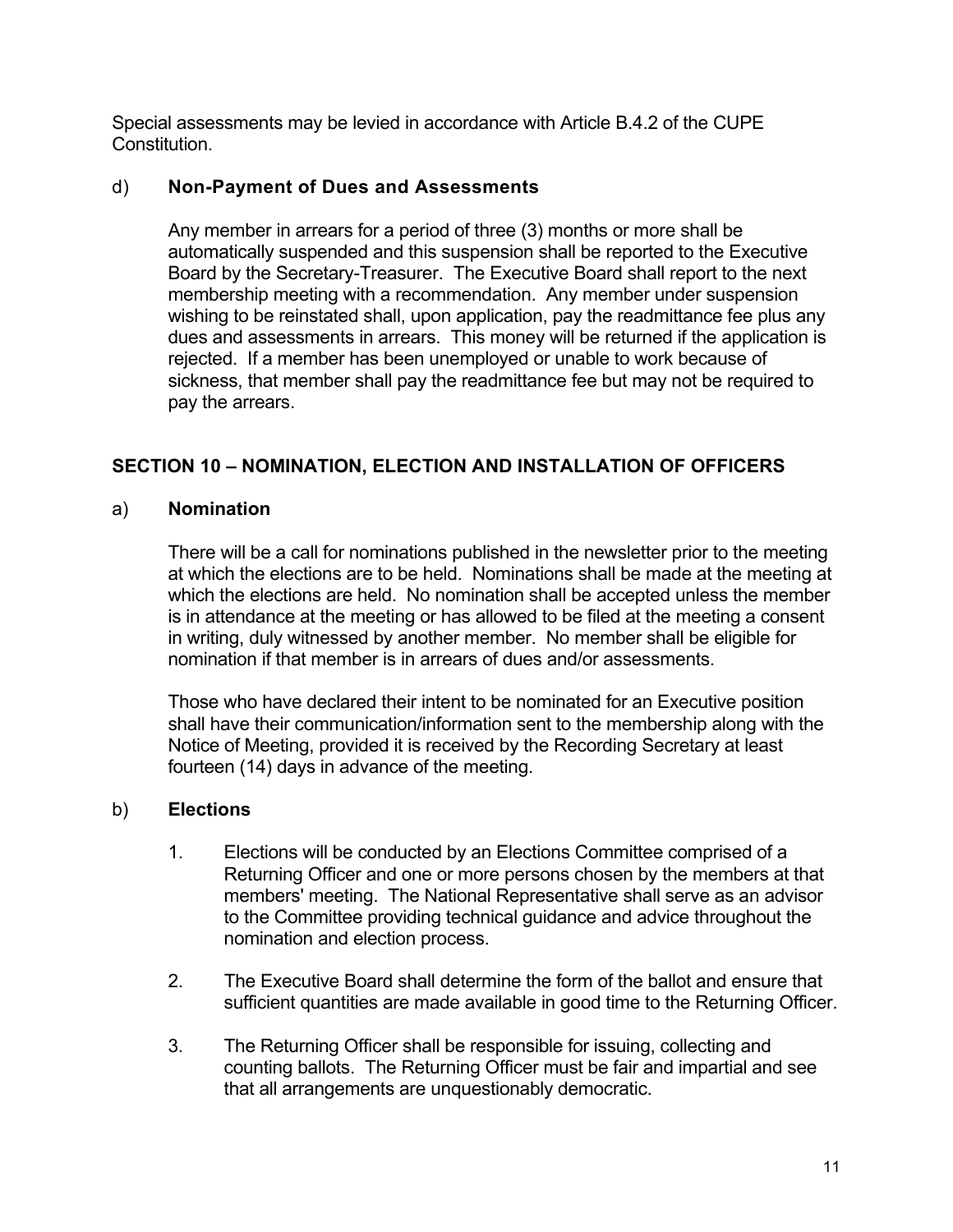Special assessments may be levied in accordance with Article B.4.2 of the CUPE Constitution.

d) **Non-Payment of Dues and Assessments**

Any member in arrears for a period of three (3) months or more shall be automatically suspended and this suspension shall be reported to the Executive Board by the Secretary-Treasurer. The Executive Board shall report to the next membership meeting with a recommendation. Any member under suspension wishing to be reinstated shall, upon application, pay the readmittance fee plus any dues and assessments in arrears. This money will be returned if the application is rejected. If a member has been unemployed or unable to work because of sickness, that member shall pay the readmittance fee but may not be required to pay the arrears.

## SECTION 10 – NOMINATION, ELECTION AND INSTALLATION OF OFFICERS

a) **Nomination**

There will be a call for nominations published in the newsletter prior to the meeting at which the elections are to be held. Nominations shall be made at the meeting at which the elections are held. No nomination shall be accepted unless the member is in attendance at the meeting or has allowed to be filed at the meeting a consent in writing, duly witnessed by another member. No member shall be eligible for nomination if that member is in arrears of dues and/or assessments.

Those who have declared their intent to be nominated for an Executive position shall have their communication/information sent to the membership along with the Notice of Meeting, provided it is received by the Recording Secretary at least fourteen (14) days in advance of the meeting.

b) **Elections**

1. Elections will be conducted by an Elections Committee comprised of a Returning Officer and one or more persons chosen by the members at that members' meeting. The National Representative shall serve as an advisor to the Committee providing technical guidance and advice throughout the nomination and election process.

2. The Executive Board shall determine the form of the ballot and ensure that sufficient quantities are made available in good time to the Returning Officer.

3. The Returning Officer shall be responsible for issuing, collecting and counting ballots. The Returning Officer must be fair and impartial and see that all arrangements are unquestionably democratic.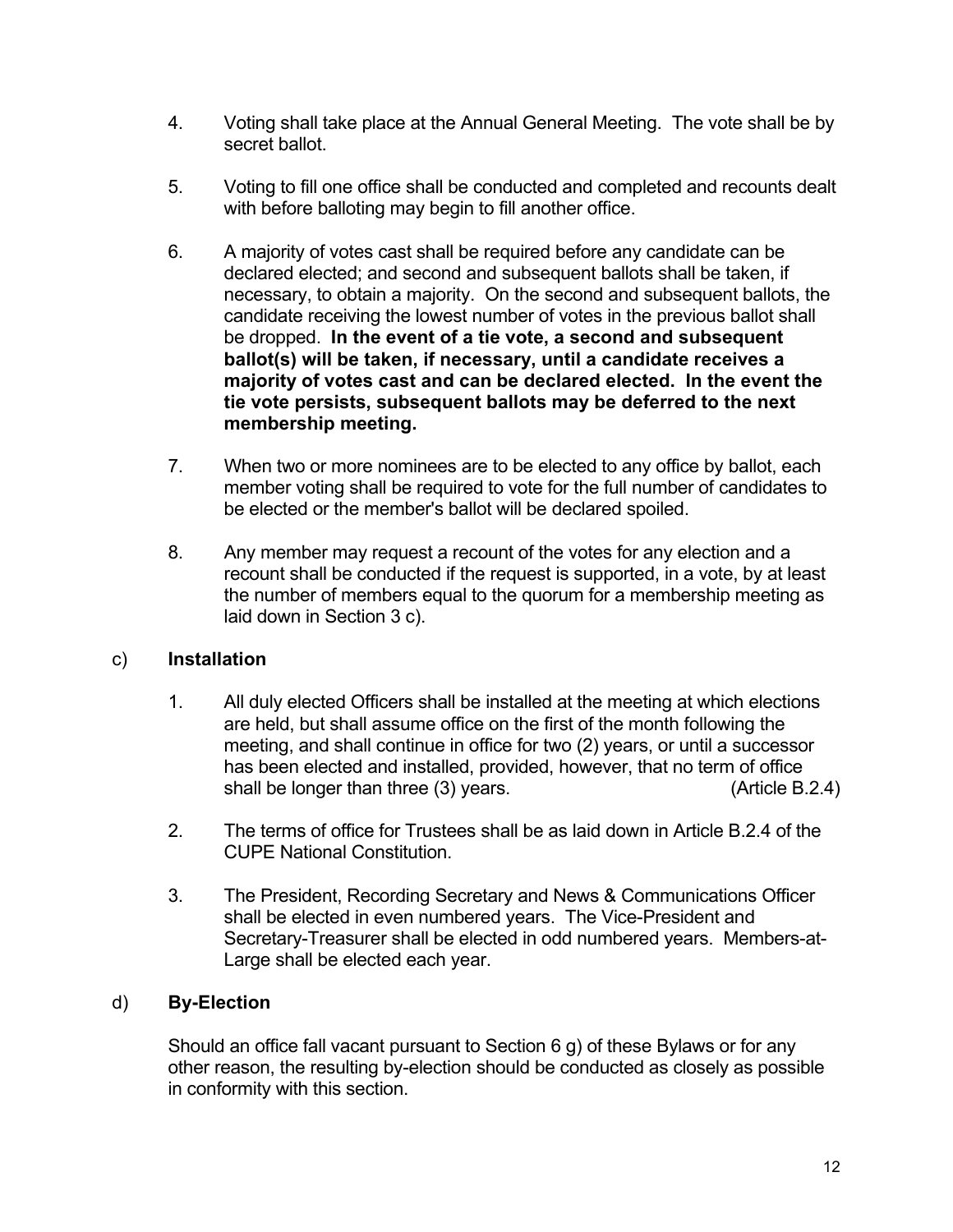4. Voting shall take place at the Annual General Meeting. The vote shall be by secret ballot.

5. Voting to fill one office shall be conducted and completed and recounts dealt with before balloting may begin to fill another office.

6. A majority of votes cast shall be required before any candidate can be declared elected; and second and subsequent ballots shall be taken, if necessary, to obtain a majority. On the second and subsequent ballots, the candidate receiving the lowest number of votes in the previous ballot shall be dropped. **In the event of a tie vote, a second and subsequent ballot(s) will be taken, if necessary, until a candidate receives a majority of votes cast and can be declared elected. In the event the tie vote persists, subsequent ballots may be deferred to the next membership meeting.**

7. When two or more nominees are to be elected to any office by ballot, each member voting shall be required to vote for the full number of candidates to be elected or the member's ballot will be declared spoiled.

8. Any member may request a recount of the votes for any election and a recount shall be conducted if the request is supported, in a vote, by at least the number of members equal to the quorum for a membership meeting as laid down in Section 3 c).

c) **Installation**

1. All duly elected Officers shall be installed at the meeting at which elections are held, but shall assume office on the first of the month following the meeting, and shall continue in office for two (2) years, or until a successor has been elected and installed, provided, however, that no term of office shall be longer than three (3) years. (Article B.2.4)

2. The terms of office for Trustees shall be as laid down in Article B.2.4 of the CUPE National Constitution.

3. The President, Recording Secretary and News & Communications Officer shall be elected in even numbered years. The Vice-President and Secretary-Treasurer shall be elected in odd numbered years. Members-at-Large shall be elected each year.

d) **By-Election**

Should an office fall vacant pursuant to Section 6 g) of these Bylaws or for any other reason, the resulting by-election should be conducted as closely as possible in conformity with this section.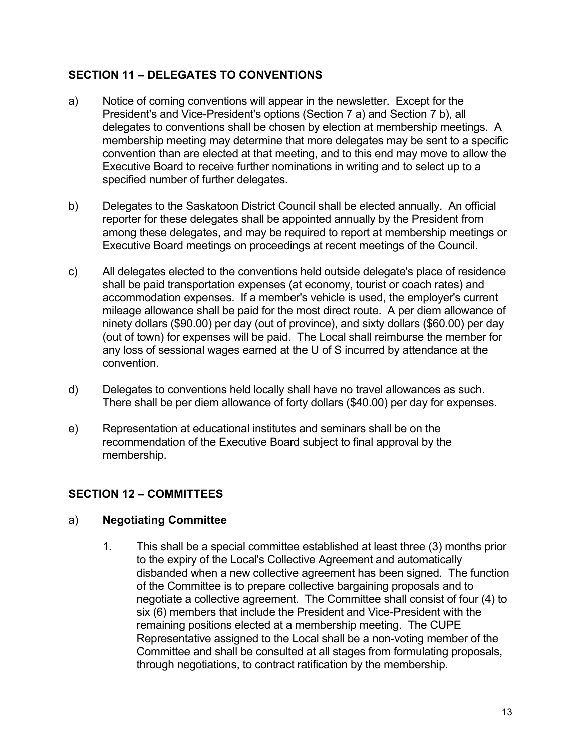## SECTION 11 – DELEGATES TO CONVENTIONS

a) Notice of coming conventions will appear in the newsletter. Except for the President's and Vice-President's options (Section 7 a) and Section 7 b), all delegates to conventions shall be chosen by election at membership meetings. A membership meeting may determine that more delegates may be sent to a specific convention than are elected at that meeting, and to this end may move to allow the Executive Board to receive further nominations in writing and to select up to a specified number of further delegates.

b) Delegates to the Saskatoon District Council shall be elected annually. An official reporter for these delegates shall be appointed annually by the President from among these delegates, and may be required to report at membership meetings or Executive Board meetings on proceedings at recent meetings of the Council.

c) All delegates elected to the conventions held outside delegate's place of residence shall be paid transportation expenses (at economy, tourist or coach rates) and accommodation expenses. If a member's vehicle is used, the employer's current mileage allowance shall be paid for the most direct route. A per diem allowance of ninety dollars ($90.00) per day (out of province), and sixty dollars ($60.00) per day (out of town) for expenses will be paid. The Local shall reimburse the member for any loss of sessional wages earned at the U of S incurred by attendance at the convention.

d) Delegates to conventions held locally shall have no travel allowances as such. There shall be per diem allowance of forty dollars ($40.00) per day for expenses.

e) Representation at educational institutes and seminars shall be on the recommendation of the Executive Board subject to final approval by the membership.

## SECTION 12 – COMMITTEES

a) **Negotiating Committee**

1. This shall be a special committee established at least three (3) months prior to the expiry of the Local's Collective Agreement and automatically disbanded when a new collective agreement has been signed. The function of the Committee is to prepare collective bargaining proposals and to negotiate a collective agreement. The Committee shall consist of four (4) to six (6) members that include the President and Vice-President with the remaining positions elected at a membership meeting. The CUPE Representative assigned to the Local shall be a non-voting member of the Committee and shall be consulted at all stages from formulating proposals, through negotiations, to contract ratification by the membership.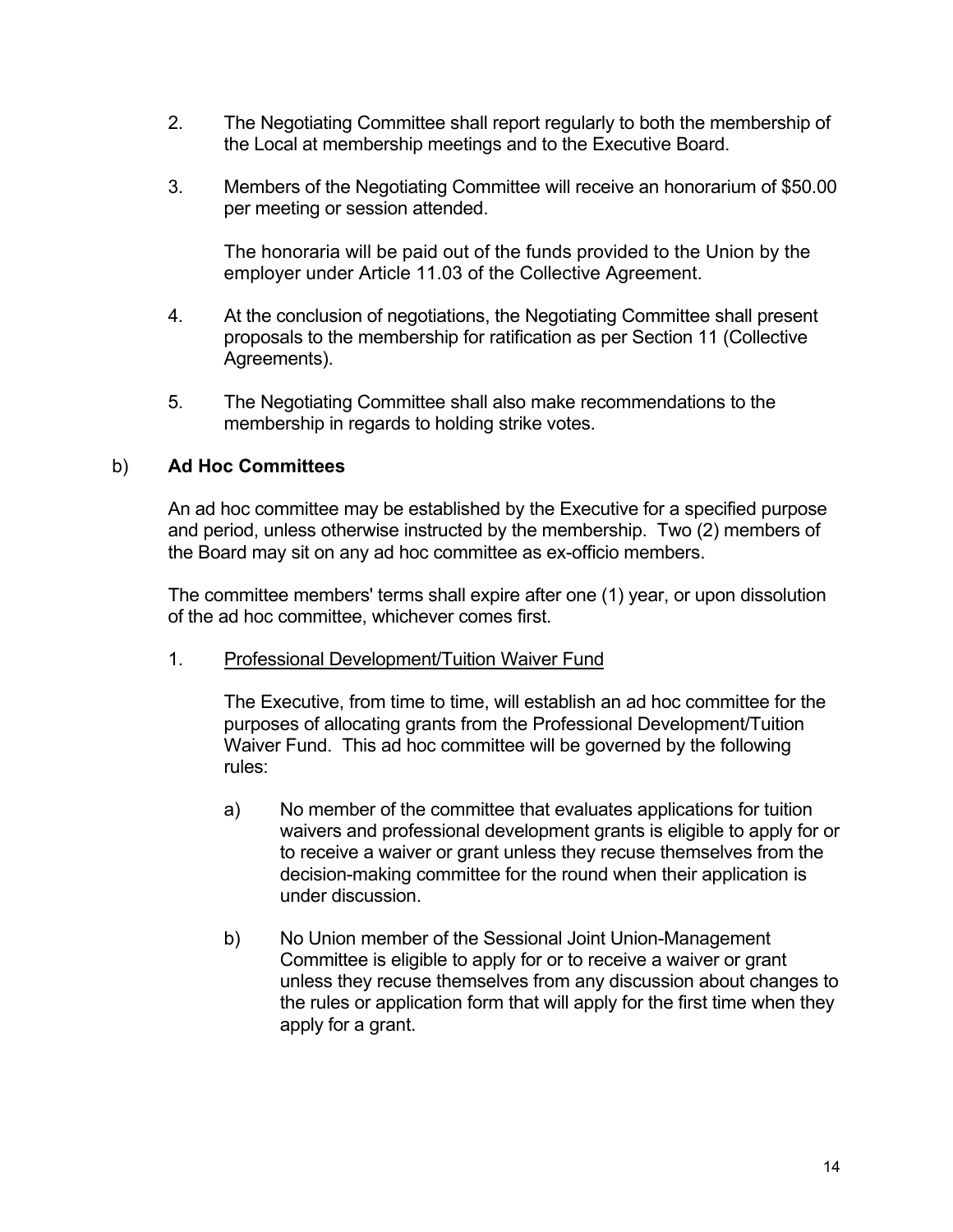2. The Negotiating Committee shall report regularly to both the membership of the Local at membership meetings and to the Executive Board.

3. Members of the Negotiating Committee will receive an honorarium of $50.00 per meeting or session attended.

   The honoraria will be paid out of the funds provided to the Union by the employer under Article 11.03 of the Collective Agreement.

4. At the conclusion of negotiations, the Negotiating Committee shall present proposals to the membership for ratification as per Section 11 (Collective Agreements).

5. The Negotiating Committee shall also make recommendations to the membership in regards to holding strike votes.

b) **Ad Hoc Committees**

An ad hoc committee may be established by the Executive for a specified purpose and period, unless otherwise instructed by the membership. Two (2) members of the Board may sit on any ad hoc committee as ex-officio members.

The committee members' terms shall expire after one (1) year, or upon dissolution of the ad hoc committee, whichever comes first.

1. <u>Professional Development/Tuition Waiver Fund</u>

   The Executive, from time to time, will establish an ad hoc committee for the purposes of allocating grants from the Professional Development/Tuition Waiver Fund. This ad hoc committee will be governed by the following rules:

   a) No member of the committee that evaluates applications for tuition waivers and professional development grants is eligible to apply for or to receive a waiver or grant unless they recuse themselves from the decision-making committee for the round when their application is under discussion.

   b) No Union member of the Sessional Joint Union-Management Committee is eligible to apply for or to receive a waiver or grant unless they recuse themselves from any discussion about changes to the rules or application form that will apply for the first time when they apply for a grant.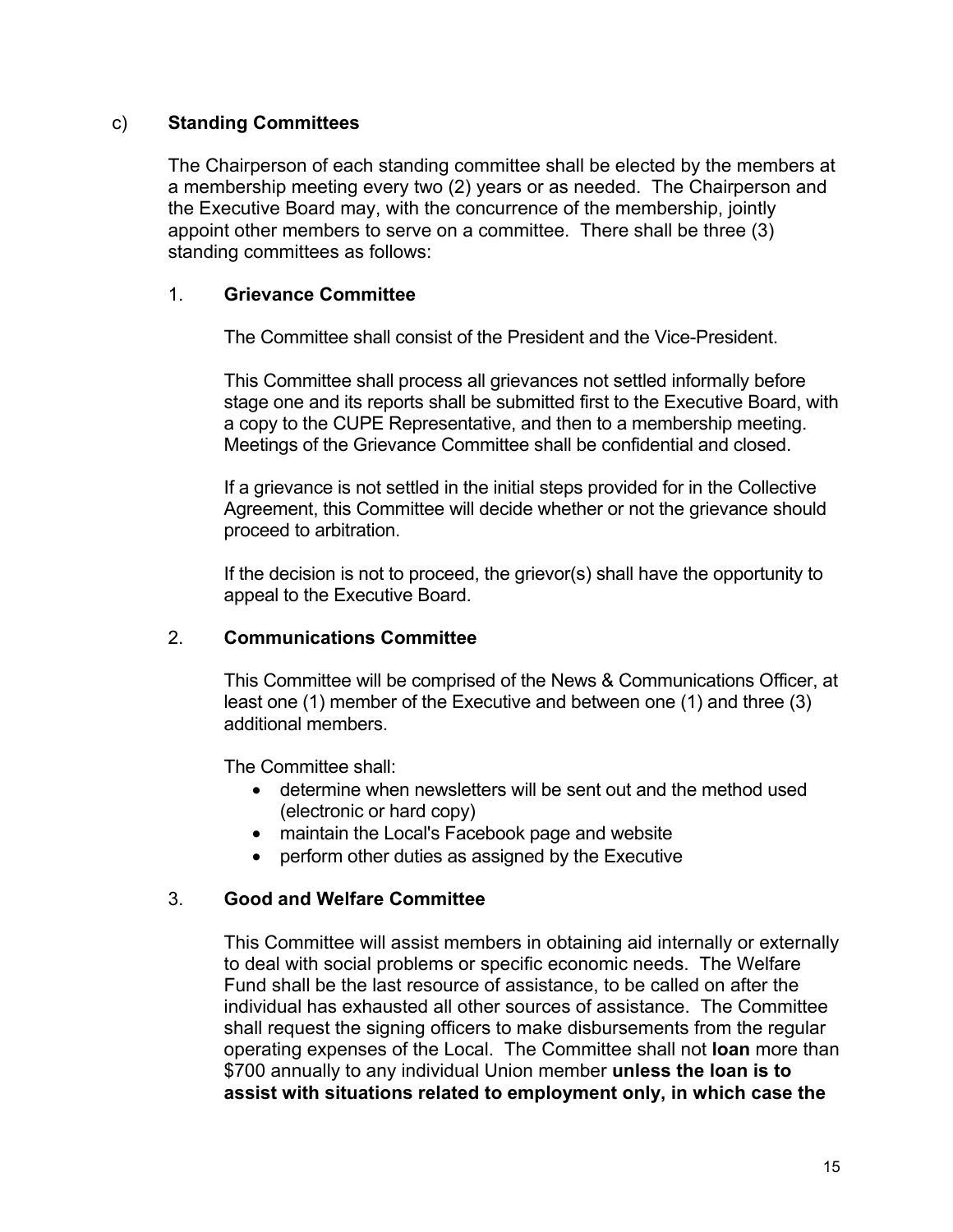c) **Standing Committees**

The Chairperson of each standing committee shall be elected by the members at a membership meeting every two (2) years or as needed. The Chairperson and the Executive Board may, with the concurrence of the membership, jointly appoint other members to serve on a committee. There shall be three (3) standing committees as follows:

1. **Grievance Committee**

   The Committee shall consist of the President and the Vice-President.

   This Committee shall process all grievances not settled informally before stage one and its reports shall be submitted first to the Executive Board, with a copy to the CUPE Representative, and then to a membership meeting. Meetings of the Grievance Committee shall be confidential and closed.

   If a grievance is not settled in the initial steps provided for in the Collective Agreement, this Committee will decide whether or not the grievance should proceed to arbitration.

   If the decision is not to proceed, the grievor(s) shall have the opportunity to appeal to the Executive Board.

2. **Communications Committee**

   This Committee will be comprised of the News & Communications Officer, at least one (1) member of the Executive and between one (1) and three (3) additional members.

   The Committee shall:

   - determine when newsletters will be sent out and the method used (electronic or hard copy)
   - maintain the Local's Facebook page and website
   - perform other duties as assigned by the Executive

3. **Good and Welfare Committee**

   This Committee will assist members in obtaining aid internally or externally to deal with social problems or specific economic needs. The Welfare Fund shall be the last resource of assistance, to be called on after the individual has exhausted all other sources of assistance. The Committee shall request the signing officers to make disbursements from the regular operating expenses of the Local. The Committee shall not **loan** more than $700 annually to any individual Union member **unless the loan is to assist with situations related to employment only, in which case the**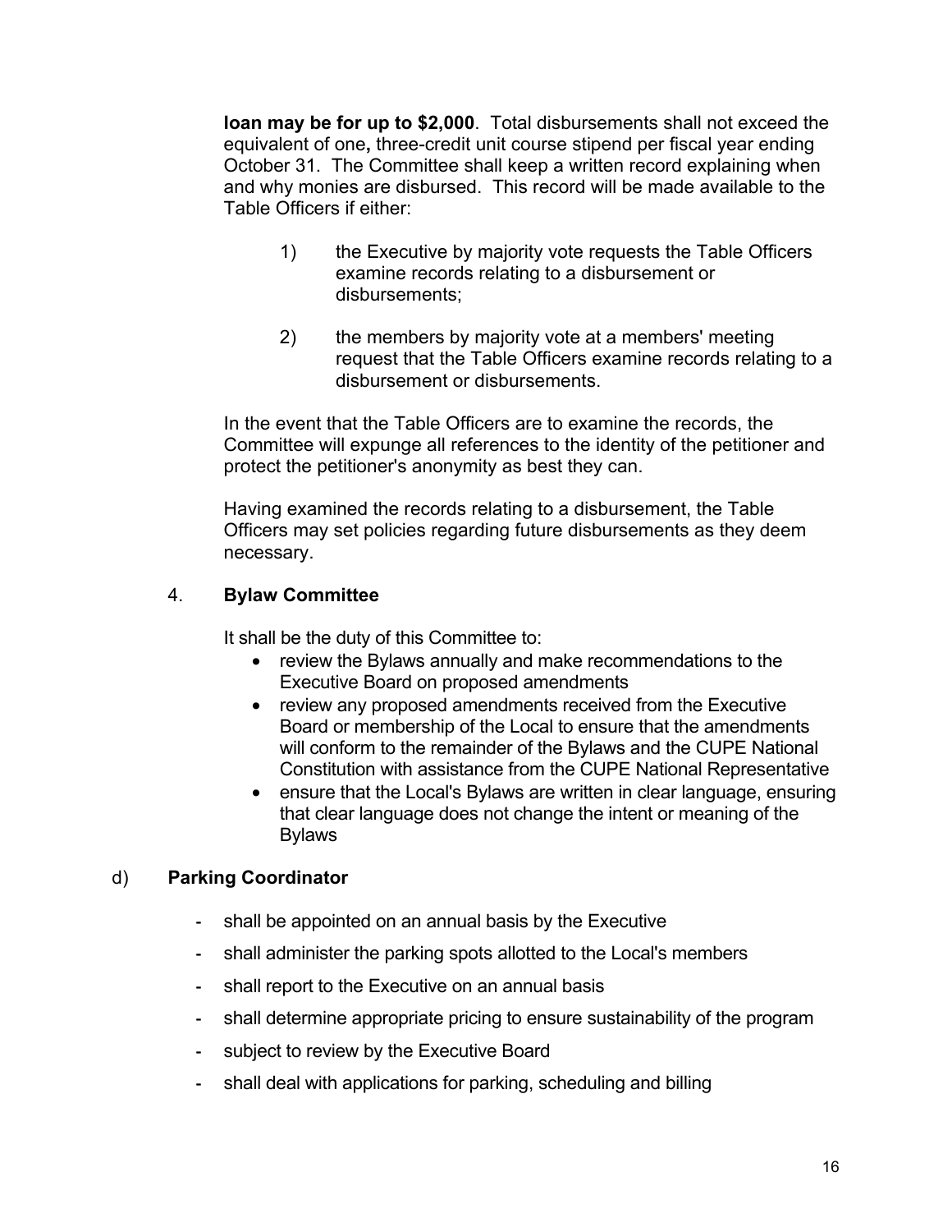**loan may be for up to $2,000**. Total disbursements shall not exceed the equivalent of one**,** three-credit unit course stipend per fiscal year ending October 31. The Committee shall keep a written record explaining when and why monies are disbursed. This record will be made available to the Table Officers if either:

1) the Executive by majority vote requests the Table Officers examine records relating to a disbursement or disbursements;

2) the members by majority vote at a members' meeting request that the Table Officers examine records relating to a disbursement or disbursements.

In the event that the Table Officers are to examine the records, the Committee will expunge all references to the identity of the petitioner and protect the petitioner's anonymity as best they can.

Having examined the records relating to a disbursement, the Table Officers may set policies regarding future disbursements as they deem necessary.

4. **Bylaw Committee**

It shall be the duty of this Committee to:

- review the Bylaws annually and make recommendations to the Executive Board on proposed amendments
- review any proposed amendments received from the Executive Board or membership of the Local to ensure that the amendments will conform to the remainder of the Bylaws and the CUPE National Constitution with assistance from the CUPE National Representative
- ensure that the Local's Bylaws are written in clear language, ensuring that clear language does not change the intent or meaning of the Bylaws

d) **Parking Coordinator**

- shall be appointed on an annual basis by the Executive
- shall administer the parking spots allotted to the Local's members
- shall report to the Executive on an annual basis
- shall determine appropriate pricing to ensure sustainability of the program
- subject to review by the Executive Board
- shall deal with applications for parking, scheduling and billing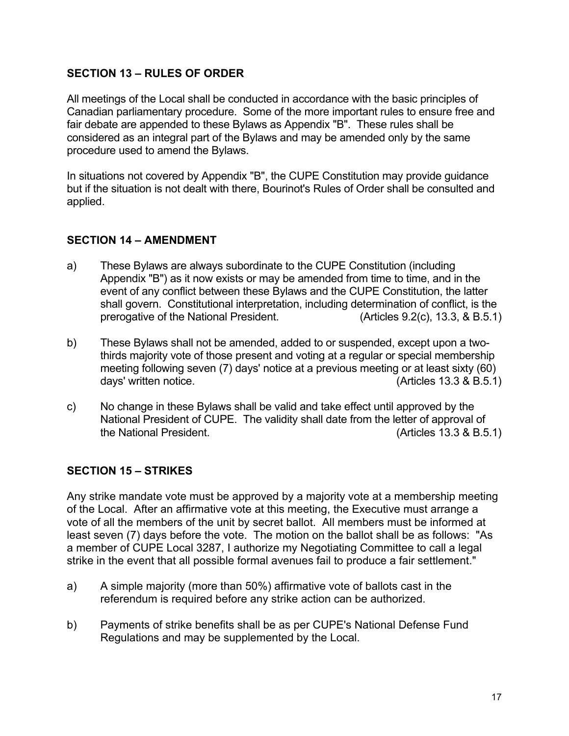## SECTION 13 – RULES OF ORDER

All meetings of the Local shall be conducted in accordance with the basic principles of Canadian parliamentary procedure. Some of the more important rules to ensure free and fair debate are appended to these Bylaws as Appendix "B". These rules shall be considered as an integral part of the Bylaws and may be amended only by the same procedure used to amend the Bylaws.

In situations not covered by Appendix "B", the CUPE Constitution may provide guidance but if the situation is not dealt with there, Bourinot's Rules of Order shall be consulted and applied.

## SECTION 14 – AMENDMENT

a) These Bylaws are always subordinate to the CUPE Constitution (including Appendix "B") as it now exists or may be amended from time to time, and in the event of any conflict between these Bylaws and the CUPE Constitution, the latter shall govern. Constitutional interpretation, including determination of conflict, is the prerogative of the National President. (Articles 9.2(c), 13.3, & B.5.1)

b) These Bylaws shall not be amended, added to or suspended, except upon a two-thirds majority vote of those present and voting at a regular or special membership meeting following seven (7) days' notice at a previous meeting or at least sixty (60) days' written notice. (Articles 13.3 & B.5.1)

c) No change in these Bylaws shall be valid and take effect until approved by the National President of CUPE. The validity shall date from the letter of approval of the National President. (Articles 13.3 & B.5.1)

## SECTION 15 – STRIKES

Any strike mandate vote must be approved by a majority vote at a membership meeting of the Local. After an affirmative vote at this meeting, the Executive must arrange a vote of all the members of the unit by secret ballot. All members must be informed at least seven (7) days before the vote. The motion on the ballot shall be as follows: "As a member of CUPE Local 3287, I authorize my Negotiating Committee to call a legal strike in the event that all possible formal avenues fail to produce a fair settlement."

a) A simple majority (more than 50%) affirmative vote of ballots cast in the referendum is required before any strike action can be authorized.

b) Payments of strike benefits shall be as per CUPE's National Defense Fund Regulations and may be supplemented by the Local.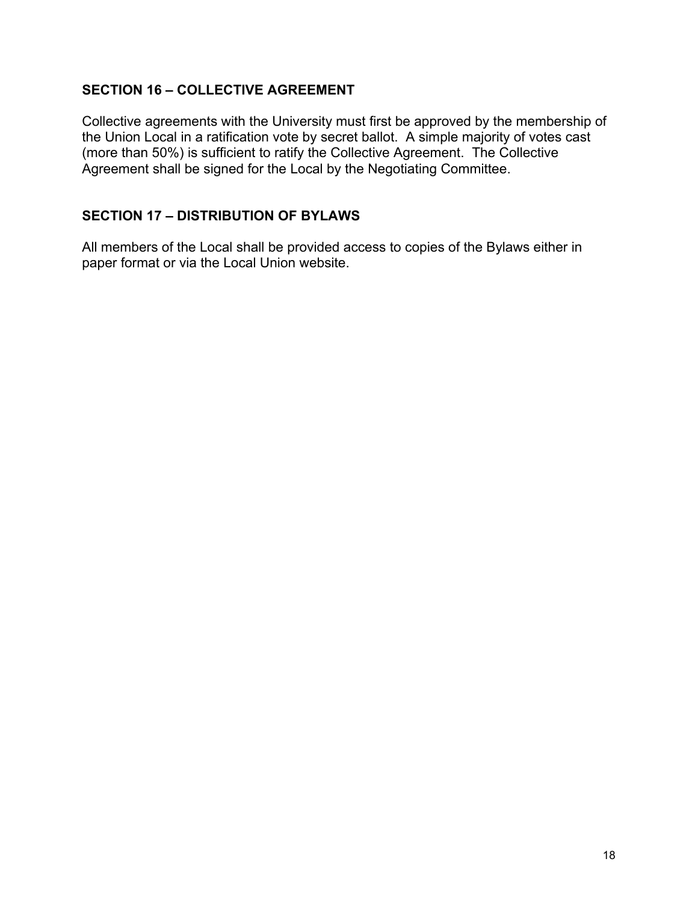## SECTION 16 – COLLECTIVE AGREEMENT

Collective agreements with the University must first be approved by the membership of the Union Local in a ratification vote by secret ballot. A simple majority of votes cast (more than 50%) is sufficient to ratify the Collective Agreement. The Collective Agreement shall be signed for the Local by the Negotiating Committee.

## SECTION 17 – DISTRIBUTION OF BYLAWS

All members of the Local shall be provided access to copies of the Bylaws either in paper format or via the Local Union website.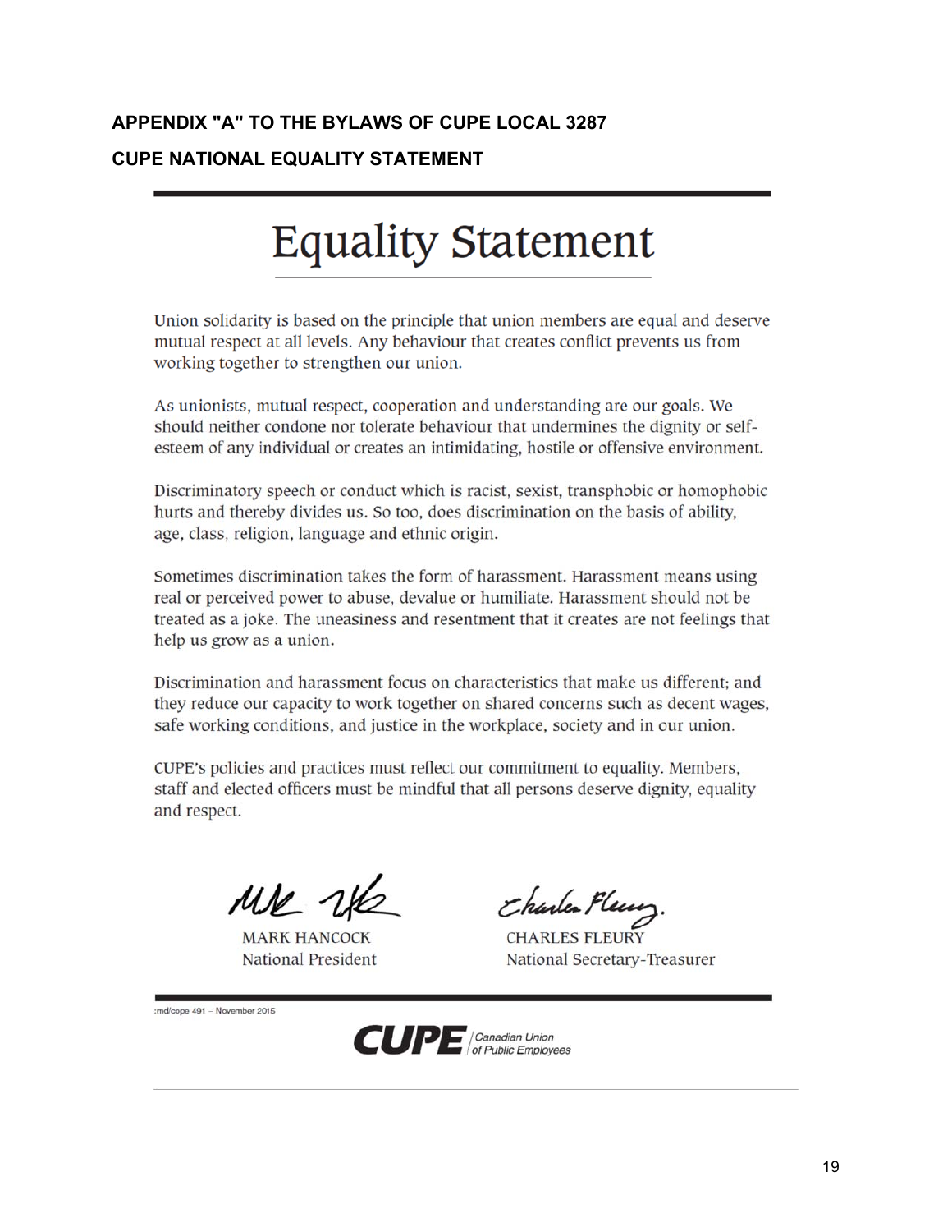## APPENDIX "A" TO THE BYLAWS OF CUPE LOCAL 3287

## CUPE NATIONAL EQUALITY STATEMENT

# Equality Statement

Union solidarity is based on the principle that union members are equal and deserve mutual respect at all levels. Any behaviour that creates conflict prevents us from working together to strengthen our union.

As unionists, mutual respect, cooperation and understanding are our goals. We should neither condone nor tolerate behaviour that undermines the dignity or self-esteem of any individual or creates an intimidating, hostile or offensive environment.

Discriminatory speech or conduct which is racist, sexist, transphobic or homophobic hurts and thereby divides us. So too, does discrimination on the basis of ability, age, class, religion, language and ethnic origin.

Sometimes discrimination takes the form of harassment. Harassment means using real or perceived power to abuse, devalue or humiliate. Harassment should not be treated as a joke. The uneasiness and resentment that it creates are not feelings that help us grow as a union.

Discrimination and harassment focus on characteristics that make us different; and they reduce our capacity to work together on shared concerns such as decent wages, safe working conditions, and justice in the workplace, society and in our union.

CUPE's policies and practices must reflect our commitment to equality. Members, staff and elected officers must be mindful that all persons deserve dignity, equality and respect.

MARK HANCOCK
National President

CHARLES FLEURY
National Secretary-Treasurer

:md/cope 491 – November 2015

CUPE | Canadian Union of Public Employees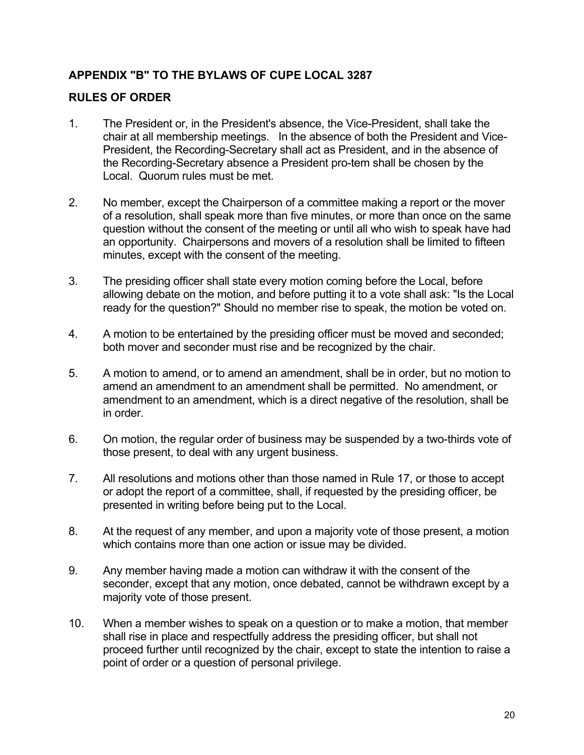## APPENDIX "B" TO THE BYLAWS OF CUPE LOCAL 3287

## RULES OF ORDER

1. The President or, in the President's absence, the Vice-President, shall take the chair at all membership meetings. In the absence of both the President and Vice-President, the Recording-Secretary shall act as President, and in the absence of the Recording-Secretary absence a President pro-tem shall be chosen by the Local. Quorum rules must be met.

2. No member, except the Chairperson of a committee making a report or the mover of a resolution, shall speak more than five minutes, or more than once on the same question without the consent of the meeting or until all who wish to speak have had an opportunity. Chairpersons and movers of a resolution shall be limited to fifteen minutes, except with the consent of the meeting.

3. The presiding officer shall state every motion coming before the Local, before allowing debate on the motion, and before putting it to a vote shall ask: "Is the Local ready for the question?" Should no member rise to speak, the motion be voted on.

4. A motion to be entertained by the presiding officer must be moved and seconded; both mover and seconder must rise and be recognized by the chair.

5. A motion to amend, or to amend an amendment, shall be in order, but no motion to amend an amendment to an amendment shall be permitted. No amendment, or amendment to an amendment, which is a direct negative of the resolution, shall be in order.

6. On motion, the regular order of business may be suspended by a two-thirds vote of those present, to deal with any urgent business.

7. All resolutions and motions other than those named in Rule 17, or those to accept or adopt the report of a committee, shall, if requested by the presiding officer, be presented in writing before being put to the Local.

8. At the request of any member, and upon a majority vote of those present, a motion which contains more than one action or issue may be divided.

9. Any member having made a motion can withdraw it with the consent of the seconder, except that any motion, once debated, cannot be withdrawn except by a majority vote of those present.

10. When a member wishes to speak on a question or to make a motion, that member shall rise in place and respectfully address the presiding officer, but shall not proceed further until recognized by the chair, except to state the intention to raise a point of order or a question of personal privilege.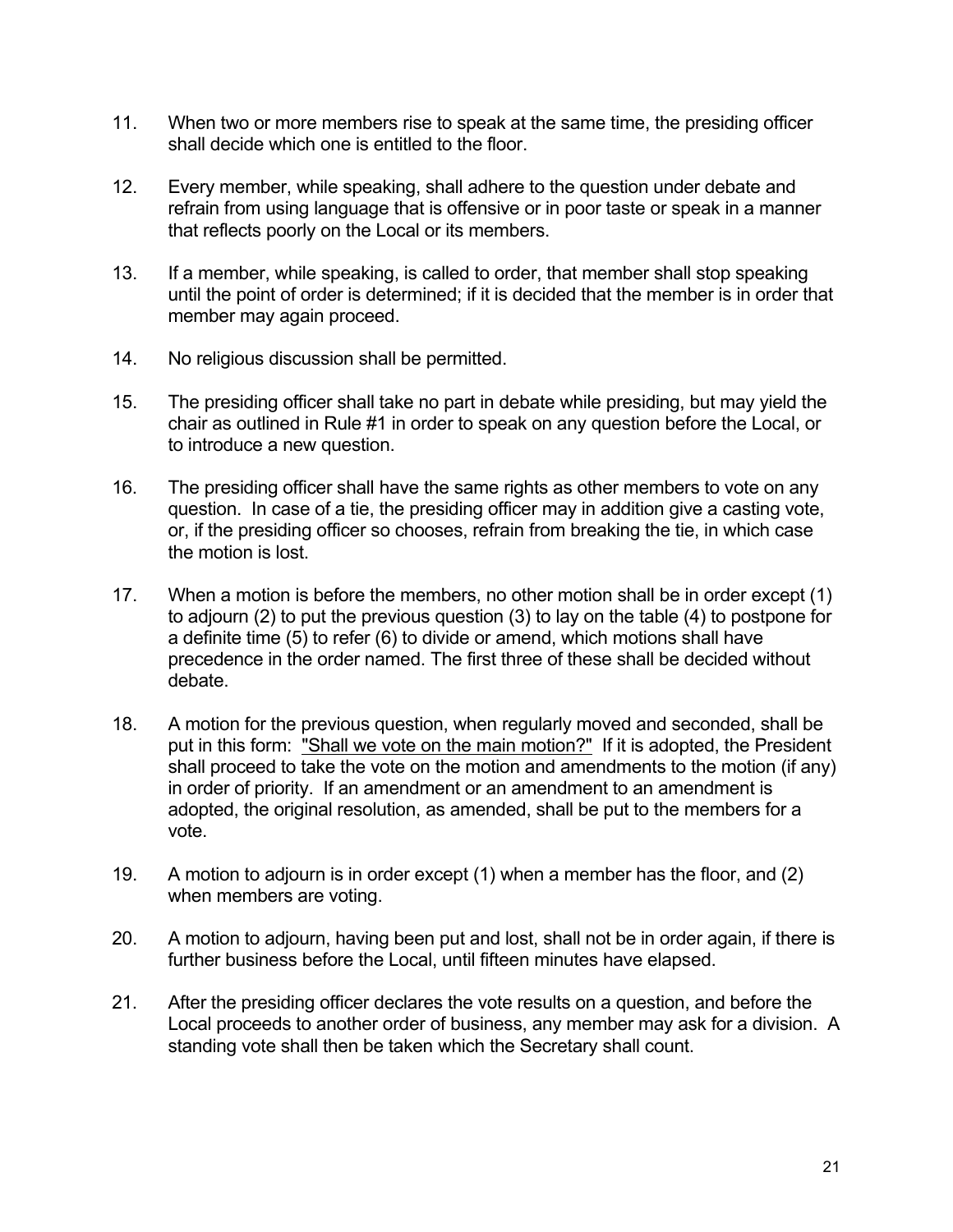11. When two or more members rise to speak at the same time, the presiding officer shall decide which one is entitled to the floor.

12. Every member, while speaking, shall adhere to the question under debate and refrain from using language that is offensive or in poor taste or speak in a manner that reflects poorly on the Local or its members.

13. If a member, while speaking, is called to order, that member shall stop speaking until the point of order is determined; if it is decided that the member is in order that member may again proceed.

14. No religious discussion shall be permitted.

15. The presiding officer shall take no part in debate while presiding, but may yield the chair as outlined in Rule #1 in order to speak on any question before the Local, or to introduce a new question.

16. The presiding officer shall have the same rights as other members to vote on any question. In case of a tie, the presiding officer may in addition give a casting vote, or, if the presiding officer so chooses, refrain from breaking the tie, in which case the motion is lost.

17. When a motion is before the members, no other motion shall be in order except (1) to adjourn (2) to put the previous question (3) to lay on the table (4) to postpone for a definite time (5) to refer (6) to divide or amend, which motions shall have precedence in the order named. The first three of these shall be decided without debate.

18. A motion for the previous question, when regularly moved and seconded, shall be put in this form: <u>"Shall we vote on the main motion?"</u> If it is adopted, the President shall proceed to take the vote on the motion and amendments to the motion (if any) in order of priority. If an amendment or an amendment to an amendment is adopted, the original resolution, as amended, shall be put to the members for a vote.

19. A motion to adjourn is in order except (1) when a member has the floor, and (2) when members are voting.

20. A motion to adjourn, having been put and lost, shall not be in order again, if there is further business before the Local, until fifteen minutes have elapsed.

21. After the presiding officer declares the vote results on a question, and before the Local proceeds to another order of business, any member may ask for a division. A standing vote shall then be taken which the Secretary shall count.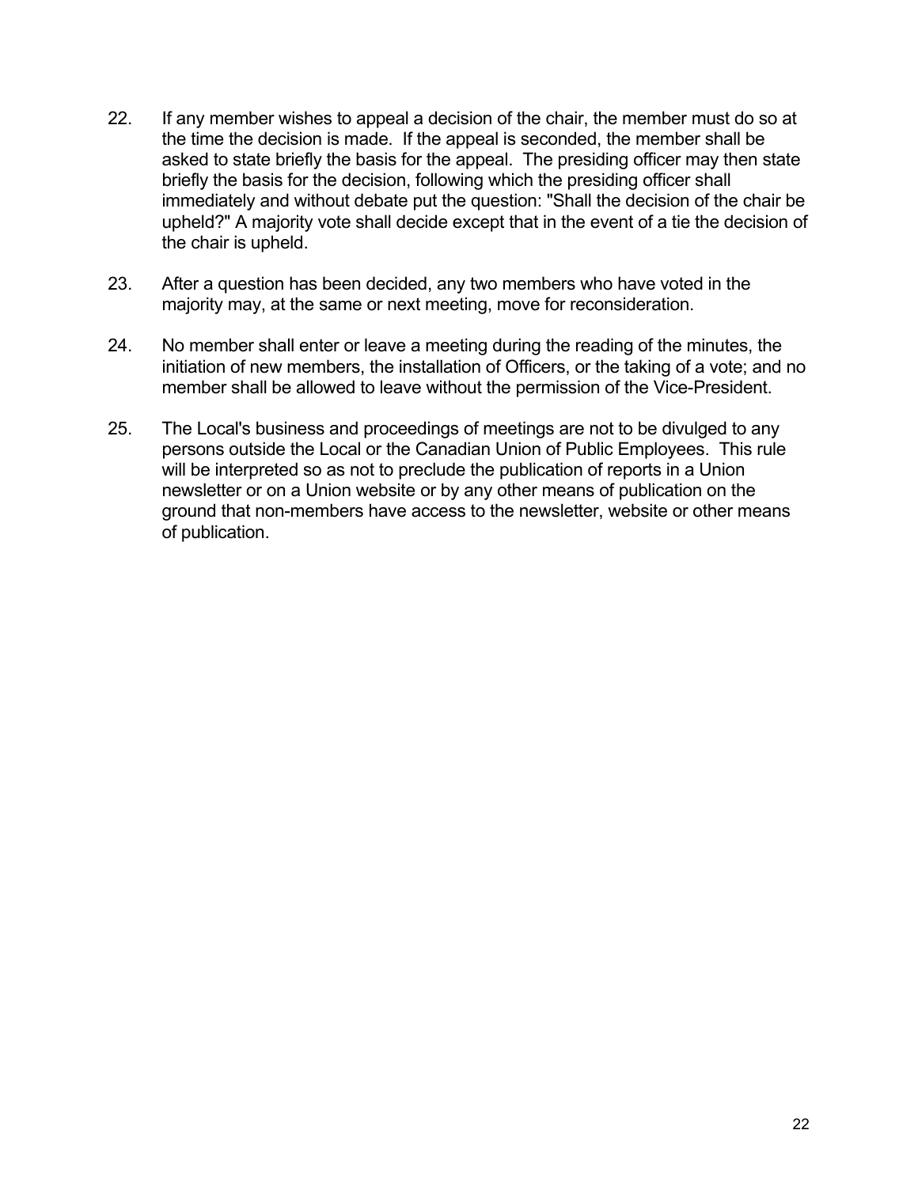22. If any member wishes to appeal a decision of the chair, the member must do so at the time the decision is made. If the appeal is seconded, the member shall be asked to state briefly the basis for the appeal. The presiding officer may then state briefly the basis for the decision, following which the presiding officer shall immediately and without debate put the question: "Shall the decision of the chair be upheld?" A majority vote shall decide except that in the event of a tie the decision of the chair is upheld.

23. After a question has been decided, any two members who have voted in the majority may, at the same or next meeting, move for reconsideration.

24. No member shall enter or leave a meeting during the reading of the minutes, the initiation of new members, the installation of Officers, or the taking of a vote; and no member shall be allowed to leave without the permission of the Vice-President.

25. The Local's business and proceedings of meetings are not to be divulged to any persons outside the Local or the Canadian Union of Public Employees. This rule will be interpreted so as not to preclude the publication of reports in a Union newsletter or on a Union website or by any other means of publication on the ground that non-members have access to the newsletter, website or other means of publication.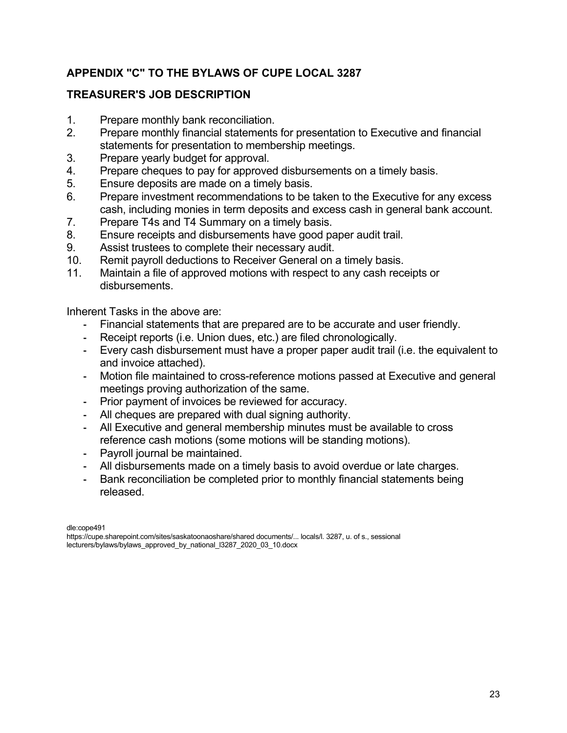## APPENDIX "C" TO THE BYLAWS OF CUPE LOCAL 3287

## TREASURER'S JOB DESCRIPTION

1. Prepare monthly bank reconciliation.
2. Prepare monthly financial statements for presentation to Executive and financial statements for presentation to membership meetings.
3. Prepare yearly budget for approval.
4. Prepare cheques to pay for approved disbursements on a timely basis.
5. Ensure deposits are made on a timely basis.
6. Prepare investment recommendations to be taken to the Executive for any excess cash, including monies in term deposits and excess cash in general bank account.
7. Prepare T4s and T4 Summary on a timely basis.
8. Ensure receipts and disbursements have good paper audit trail.
9. Assist trustees to complete their necessary audit.
10. Remit payroll deductions to Receiver General on a timely basis.
11. Maintain a file of approved motions with respect to any cash receipts or disbursements.

Inherent Tasks in the above are:

- Financial statements that are prepared are to be accurate and user friendly.
- Receipt reports (i.e. Union dues, etc.) are filed chronologically.
- Every cash disbursement must have a proper paper audit trail (i.e. the equivalent to and invoice attached).
- Motion file maintained to cross-reference motions passed at Executive and general meetings proving authorization of the same.
- Prior payment of invoices be reviewed for accuracy.
- All cheques are prepared with dual signing authority.
- All Executive and general membership minutes must be available to cross reference cash motions (some motions will be standing motions).
- Payroll journal be maintained.
- All disbursements made on a timely basis to avoid overdue or late charges.
- Bank reconciliation be completed prior to monthly financial statements being released.

dle:cope491
https://cupe.sharepoint.com/sites/saskatoonaoshare/shared documents/... locals/l. 3287, u. of s., sessional lecturers/bylaws/bylaws_approved_by_national_l3287_2020_03_10.docx